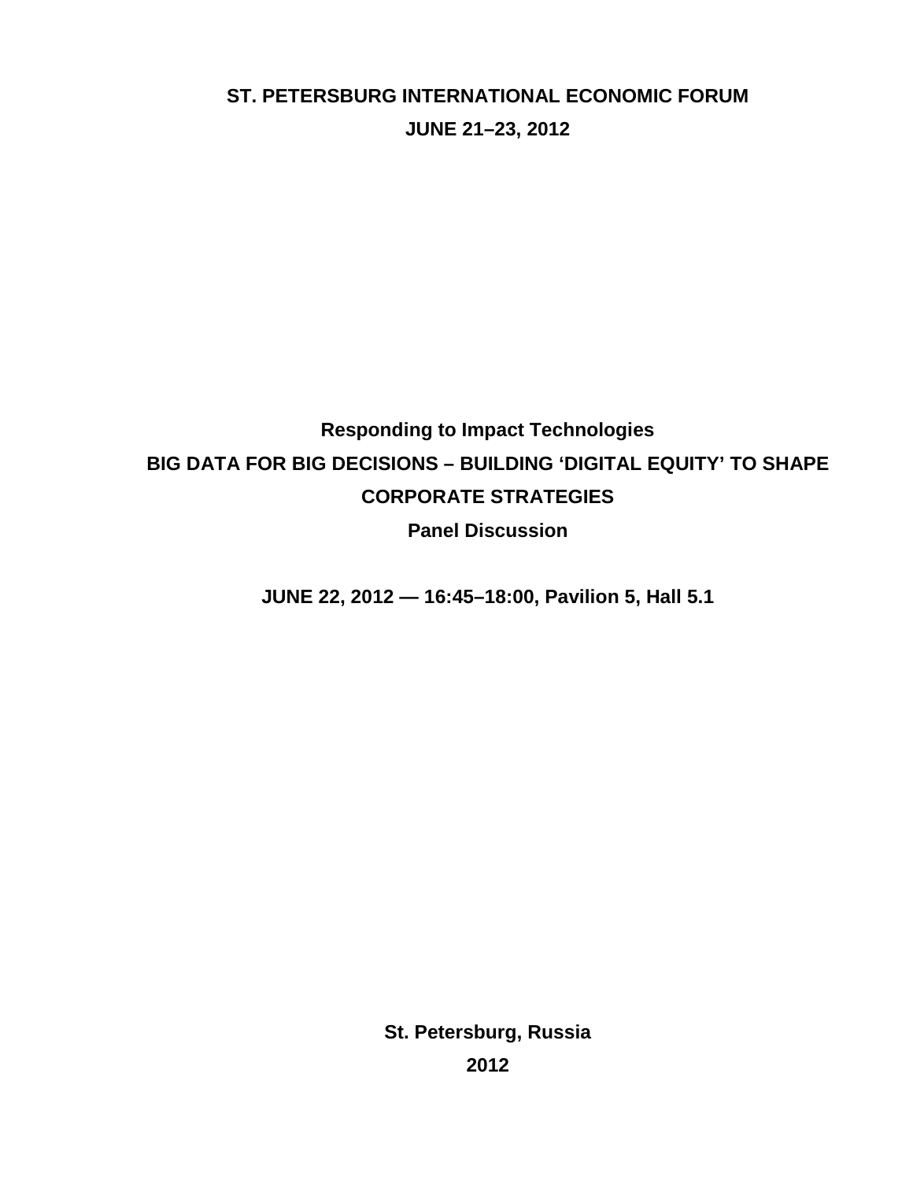**ST. PETERSBURG INTERNATIONAL ECONOMIC FORUM**

**JUNE 21–23, 2012**

**Responding to Impact Technologies**

# BIG DATA FOR BIG DECISIONS – BUILDING 'DIGITAL EQUITY' TO SHAPE CORPORATE STRATEGIES

**Panel Discussion**

**JUNE 22, 2012 — 16:45–18:00, Pavilion 5, Hall 5.1**

**St. Petersburg, Russia**

**2012**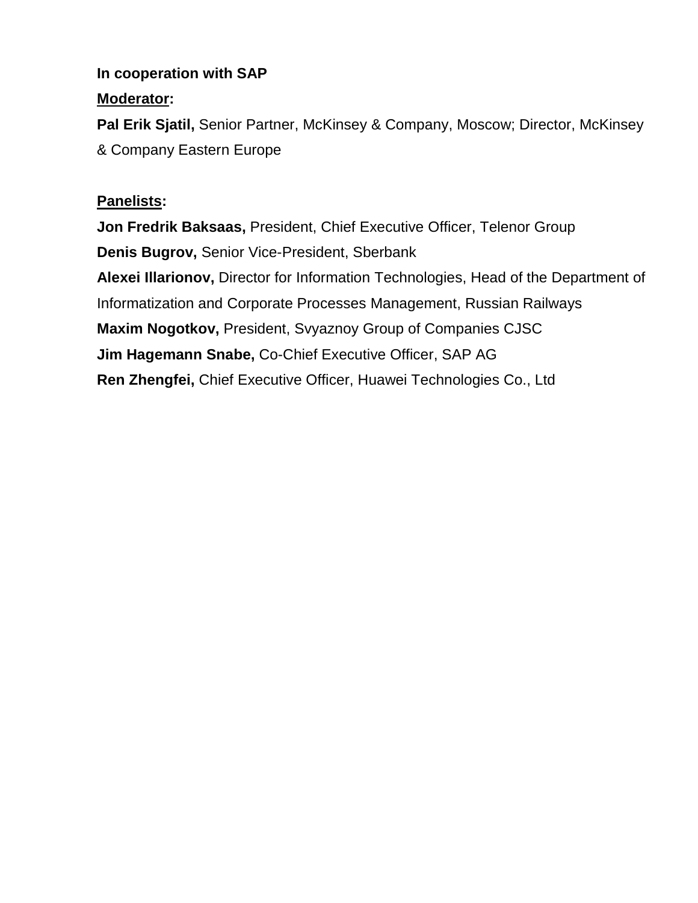**In cooperation with SAP**

**Moderator:**

**Pal Erik Sjatil,** Senior Partner, McKinsey & Company, Moscow; Director, McKinsey & Company Eastern Europe

**Panelists:**

**Jon Fredrik Baksaas,** President, Chief Executive Officer, Telenor Group

**Denis Bugrov,** Senior Vice-President, Sberbank

**Alexei Illarionov,** Director for Information Technologies, Head of the Department of Informatization and Corporate Processes Management, Russian Railways

**Maxim Nogotkov,** President, Svyaznoy Group of Companies CJSC

**Jim Hagemann Snabe,** Co-Chief Executive Officer, SAP AG

**Ren Zhengfei,** Chief Executive Officer, Huawei Technologies Co., Ltd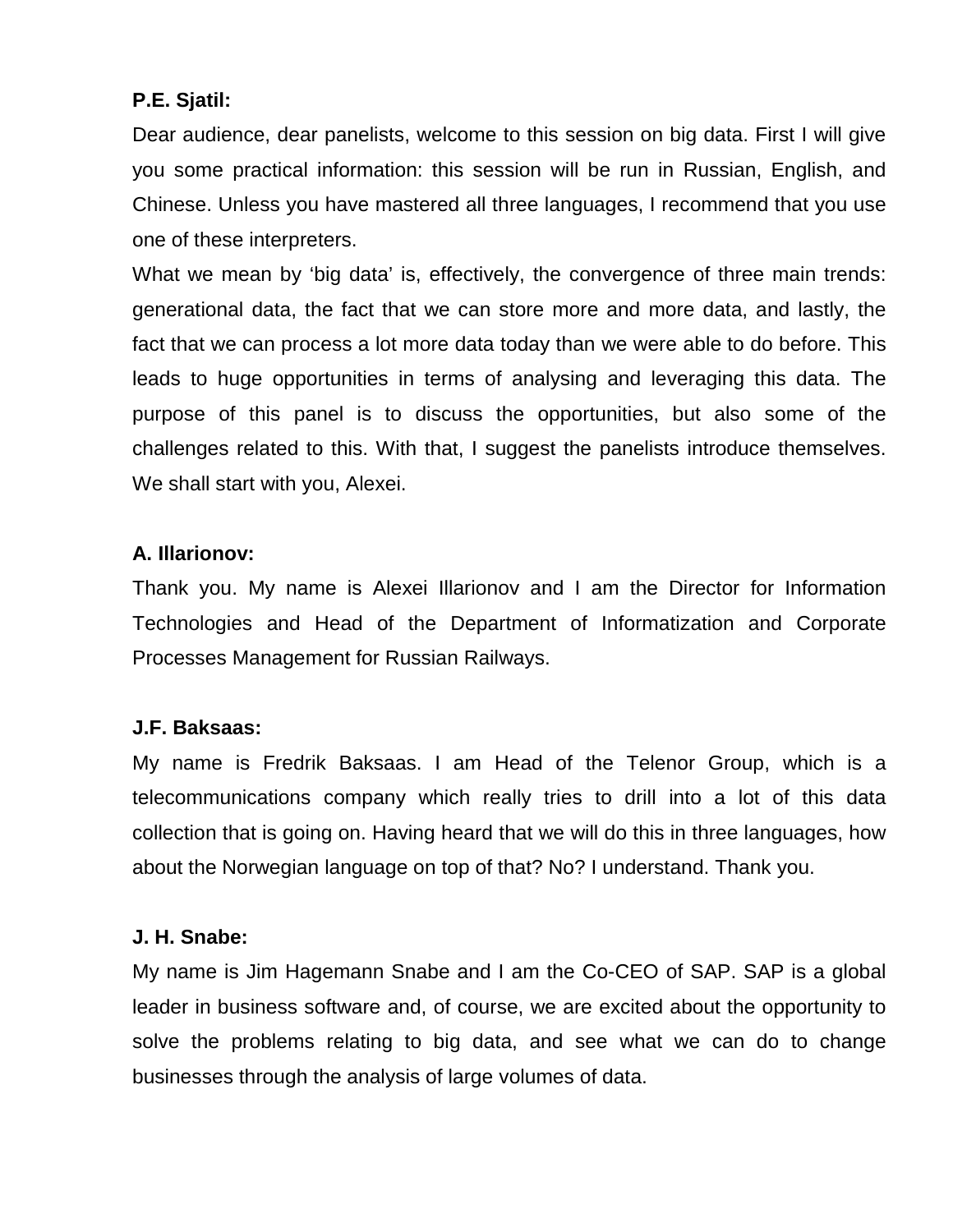**P.E. Sjatil:**

Dear audience, dear panelists, welcome to this session on big data. First I will give you some practical information: this session will be run in Russian, English, and Chinese. Unless you have mastered all three languages, I recommend that you use one of these interpreters.

What we mean by ‘big data’ is, effectively, the convergence of three main trends: generational data, the fact that we can store more and more data, and lastly, the fact that we can process a lot more data today than we were able to do before. This leads to huge opportunities in terms of analysing and leveraging this data. The purpose of this panel is to discuss the opportunities, but also some of the challenges related to this. With that, I suggest the panelists introduce themselves. We shall start with you, Alexei.

**A. Illarionov:**

Thank you. My name is Alexei Illarionov and I am the Director for Information Technologies and Head of the Department of Informatization and Corporate Processes Management for Russian Railways.

**J.F. Baksaas:**

My name is Fredrik Baksaas. I am Head of the Telenor Group, which is a telecommunications company which really tries to drill into a lot of this data collection that is going on. Having heard that we will do this in three languages, how about the Norwegian language on top of that? No? I understand. Thank you.

**J. H. Snabe:**

My name is Jim Hagemann Snabe and I am the Co-CEO of SAP. SAP is a global leader in business software and, of course, we are excited about the opportunity to solve the problems relating to big data, and see what we can do to change businesses through the analysis of large volumes of data.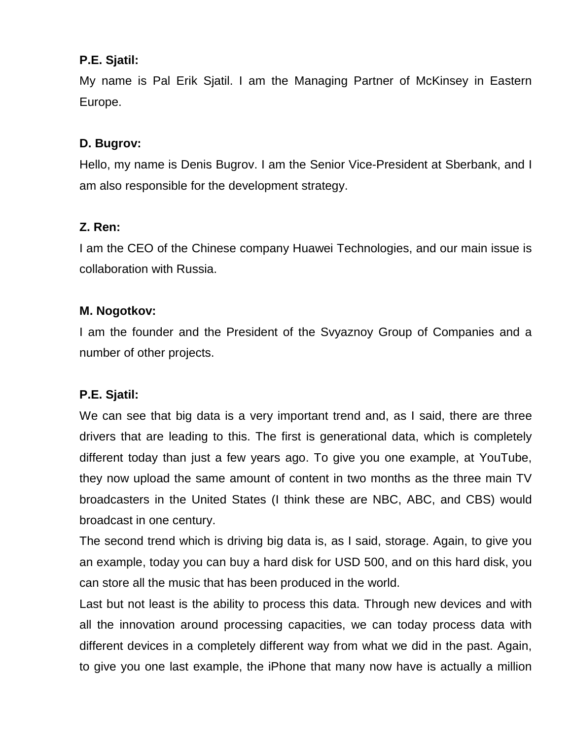**P.E. Sjatil:**

My name is Pal Erik Sjatil. I am the Managing Partner of McKinsey in Eastern Europe.

**D. Bugrov:**

Hello, my name is Denis Bugrov. I am the Senior Vice-President at Sberbank, and I am also responsible for the development strategy.

**Z. Ren:**

I am the CEO of the Chinese company Huawei Technologies, and our main issue is collaboration with Russia.

**M. Nogotkov:**

I am the founder and the President of the Svyaznoy Group of Companies and a number of other projects.

**P.E. Sjatil:**

We can see that big data is a very important trend and, as I said, there are three drivers that are leading to this. The first is generational data, which is completely different today than just a few years ago. To give you one example, at YouTube, they now upload the same amount of content in two months as the three main TV broadcasters in the United States (I think these are NBC, ABC, and CBS) would broadcast in one century.

The second trend which is driving big data is, as I said, storage. Again, to give you an example, today you can buy a hard disk for USD 500, and on this hard disk, you can store all the music that has been produced in the world.

Last but not least is the ability to process this data. Through new devices and with all the innovation around processing capacities, we can today process data with different devices in a completely different way from what we did in the past. Again, to give you one last example, the iPhone that many now have is actually a million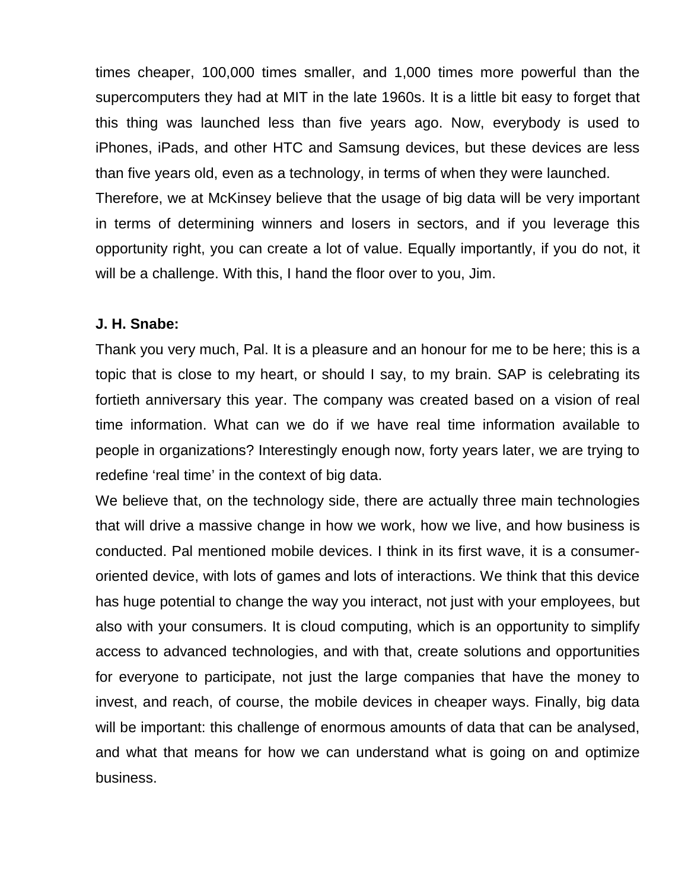times cheaper, 100,000 times smaller, and 1,000 times more powerful than the supercomputers they had at MIT in the late 1960s. It is a little bit easy to forget that this thing was launched less than five years ago. Now, everybody is used to iPhones, iPads, and other HTC and Samsung devices, but these devices are less than five years old, even as a technology, in terms of when they were launched.

Therefore, we at McKinsey believe that the usage of big data will be very important in terms of determining winners and losers in sectors, and if you leverage this opportunity right, you can create a lot of value. Equally importantly, if you do not, it will be a challenge. With this, I hand the floor over to you, Jim.

**J. H. Snabe:**

Thank you very much, Pal. It is a pleasure and an honour for me to be here; this is a topic that is close to my heart, or should I say, to my brain. SAP is celebrating its fortieth anniversary this year. The company was created based on a vision of real time information. What can we do if we have real time information available to people in organizations? Interestingly enough now, forty years later, we are trying to redefine 'real time' in the context of big data.

We believe that, on the technology side, there are actually three main technologies that will drive a massive change in how we work, how we live, and how business is conducted. Pal mentioned mobile devices. I think in its first wave, it is a consumer-oriented device, with lots of games and lots of interactions. We think that this device has huge potential to change the way you interact, not just with your employees, but also with your consumers. It is cloud computing, which is an opportunity to simplify access to advanced technologies, and with that, create solutions and opportunities for everyone to participate, not just the large companies that have the money to invest, and reach, of course, the mobile devices in cheaper ways. Finally, big data will be important: this challenge of enormous amounts of data that can be analysed, and what that means for how we can understand what is going on and optimize business.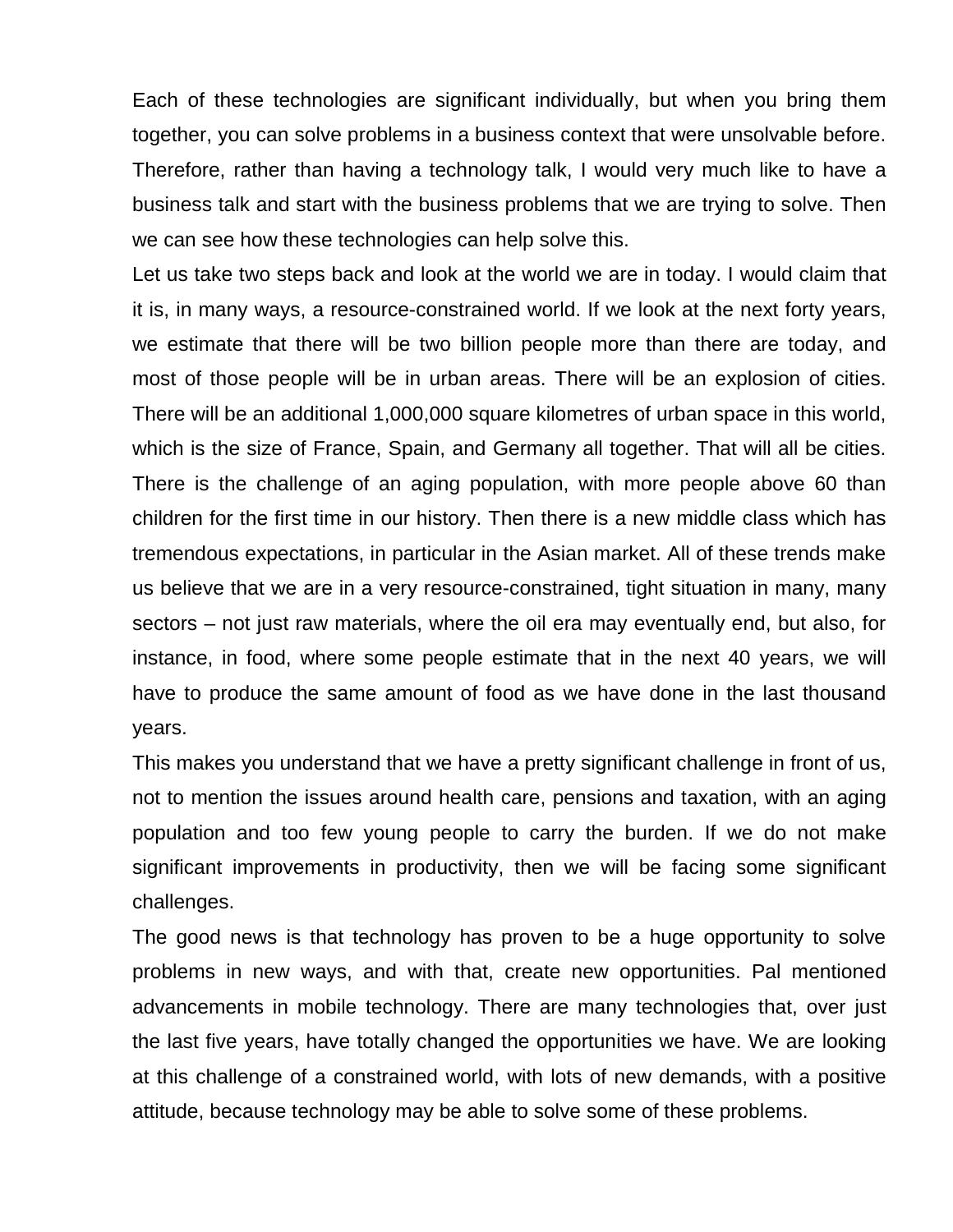Each of these technologies are significant individually, but when you bring them together, you can solve problems in a business context that were unsolvable before. Therefore, rather than having a technology talk, I would very much like to have a business talk and start with the business problems that we are trying to solve. Then we can see how these technologies can help solve this.

Let us take two steps back and look at the world we are in today. I would claim that it is, in many ways, a resource-constrained world. If we look at the next forty years, we estimate that there will be two billion people more than there are today, and most of those people will be in urban areas. There will be an explosion of cities. There will be an additional 1,000,000 square kilometres of urban space in this world, which is the size of France, Spain, and Germany all together. That will all be cities. There is the challenge of an aging population, with more people above 60 than children for the first time in our history. Then there is a new middle class which has tremendous expectations, in particular in the Asian market. All of these trends make us believe that we are in a very resource-constrained, tight situation in many, many sectors – not just raw materials, where the oil era may eventually end, but also, for instance, in food, where some people estimate that in the next 40 years, we will have to produce the same amount of food as we have done in the last thousand years.

This makes you understand that we have a pretty significant challenge in front of us, not to mention the issues around health care, pensions and taxation, with an aging population and too few young people to carry the burden. If we do not make significant improvements in productivity, then we will be facing some significant challenges.

The good news is that technology has proven to be a huge opportunity to solve problems in new ways, and with that, create new opportunities. Pal mentioned advancements in mobile technology. There are many technologies that, over just the last five years, have totally changed the opportunities we have. We are looking at this challenge of a constrained world, with lots of new demands, with a positive attitude, because technology may be able to solve some of these problems.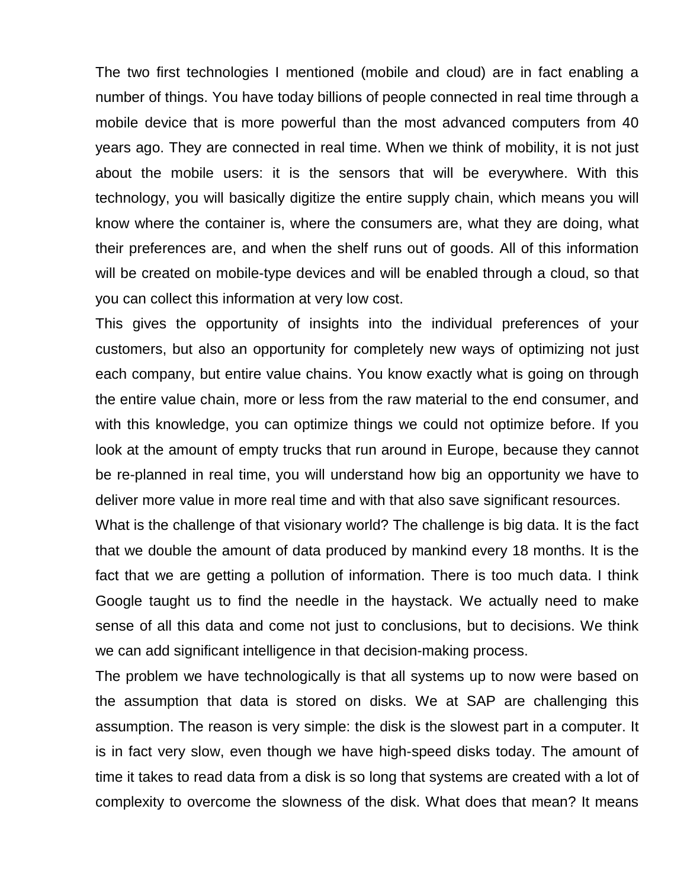The two first technologies I mentioned (mobile and cloud) are in fact enabling a number of things. You have today billions of people connected in real time through a mobile device that is more powerful than the most advanced computers from 40 years ago. They are connected in real time. When we think of mobility, it is not just about the mobile users: it is the sensors that will be everywhere. With this technology, you will basically digitize the entire supply chain, which means you will know where the container is, where the consumers are, what they are doing, what their preferences are, and when the shelf runs out of goods. All of this information will be created on mobile-type devices and will be enabled through a cloud, so that you can collect this information at very low cost.

This gives the opportunity of insights into the individual preferences of your customers, but also an opportunity for completely new ways of optimizing not just each company, but entire value chains. You know exactly what is going on through the entire value chain, more or less from the raw material to the end consumer, and with this knowledge, you can optimize things we could not optimize before. If you look at the amount of empty trucks that run around in Europe, because they cannot be re-planned in real time, you will understand how big an opportunity we have to deliver more value in more real time and with that also save significant resources.

What is the challenge of that visionary world? The challenge is big data. It is the fact that we double the amount of data produced by mankind every 18 months. It is the fact that we are getting a pollution of information. There is too much data. I think Google taught us to find the needle in the haystack. We actually need to make sense of all this data and come not just to conclusions, but to decisions. We think we can add significant intelligence in that decision-making process.

The problem we have technologically is that all systems up to now were based on the assumption that data is stored on disks. We at SAP are challenging this assumption. The reason is very simple: the disk is the slowest part in a computer. It is in fact very slow, even though we have high-speed disks today. The amount of time it takes to read data from a disk is so long that systems are created with a lot of complexity to overcome the slowness of the disk. What does that mean? It means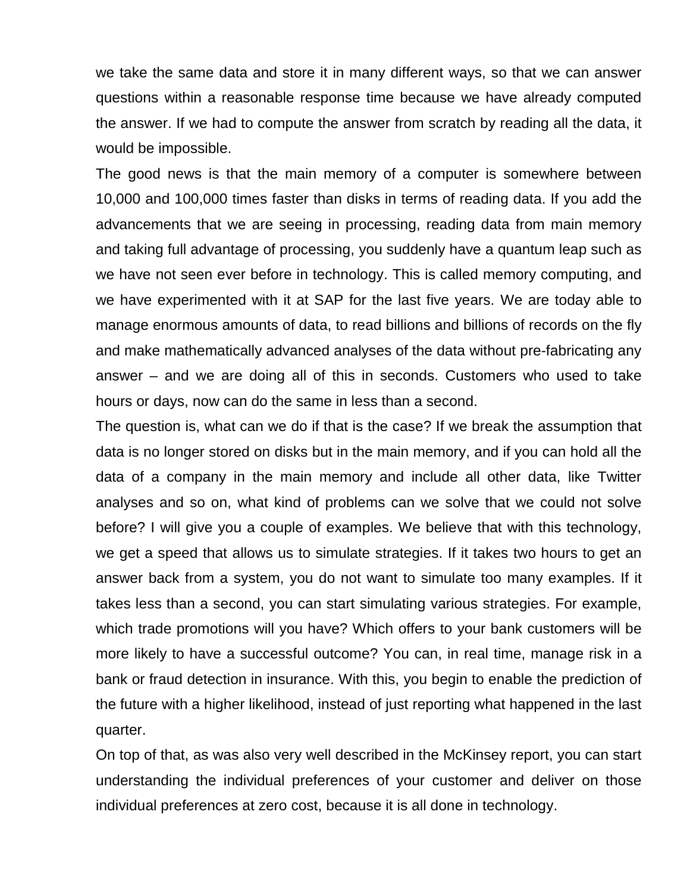we take the same data and store it in many different ways, so that we can answer questions within a reasonable response time because we have already computed the answer. If we had to compute the answer from scratch by reading all the data, it would be impossible.

The good news is that the main memory of a computer is somewhere between 10,000 and 100,000 times faster than disks in terms of reading data. If you add the advancements that we are seeing in processing, reading data from main memory and taking full advantage of processing, you suddenly have a quantum leap such as we have not seen ever before in technology. This is called memory computing, and we have experimented with it at SAP for the last five years. We are today able to manage enormous amounts of data, to read billions and billions of records on the fly and make mathematically advanced analyses of the data without pre-fabricating any answer – and we are doing all of this in seconds. Customers who used to take hours or days, now can do the same in less than a second.

The question is, what can we do if that is the case? If we break the assumption that data is no longer stored on disks but in the main memory, and if you can hold all the data of a company in the main memory and include all other data, like Twitter analyses and so on, what kind of problems can we solve that we could not solve before? I will give you a couple of examples. We believe that with this technology, we get a speed that allows us to simulate strategies. If it takes two hours to get an answer back from a system, you do not want to simulate too many examples. If it takes less than a second, you can start simulating various strategies. For example, which trade promotions will you have? Which offers to your bank customers will be more likely to have a successful outcome? You can, in real time, manage risk in a bank or fraud detection in insurance. With this, you begin to enable the prediction of the future with a higher likelihood, instead of just reporting what happened in the last quarter.

On top of that, as was also very well described in the McKinsey report, you can start understanding the individual preferences of your customer and deliver on those individual preferences at zero cost, because it is all done in technology.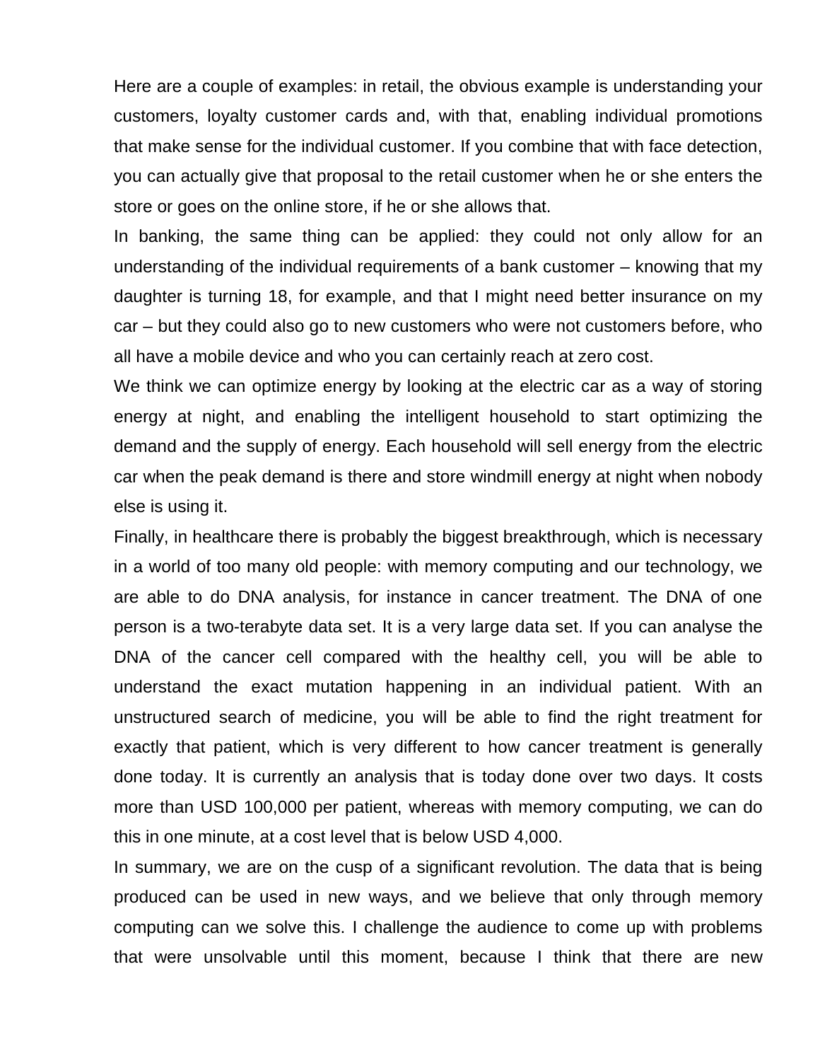Here are a couple of examples: in retail, the obvious example is understanding your customers, loyalty customer cards and, with that, enabling individual promotions that make sense for the individual customer. If you combine that with face detection, you can actually give that proposal to the retail customer when he or she enters the store or goes on the online store, if he or she allows that.

In banking, the same thing can be applied: they could not only allow for an understanding of the individual requirements of a bank customer – knowing that my daughter is turning 18, for example, and that I might need better insurance on my car – but they could also go to new customers who were not customers before, who all have a mobile device and who you can certainly reach at zero cost.

We think we can optimize energy by looking at the electric car as a way of storing energy at night, and enabling the intelligent household to start optimizing the demand and the supply of energy. Each household will sell energy from the electric car when the peak demand is there and store windmill energy at night when nobody else is using it.

Finally, in healthcare there is probably the biggest breakthrough, which is necessary in a world of too many old people: with memory computing and our technology, we are able to do DNA analysis, for instance in cancer treatment. The DNA of one person is a two-terabyte data set. It is a very large data set. If you can analyse the DNA of the cancer cell compared with the healthy cell, you will be able to understand the exact mutation happening in an individual patient. With an unstructured search of medicine, you will be able to find the right treatment for exactly that patient, which is very different to how cancer treatment is generally done today. It is currently an analysis that is today done over two days. It costs more than USD 100,000 per patient, whereas with memory computing, we can do this in one minute, at a cost level that is below USD 4,000.

In summary, we are on the cusp of a significant revolution. The data that is being produced can be used in new ways, and we believe that only through memory computing can we solve this. I challenge the audience to come up with problems that were unsolvable until this moment, because I think that there are new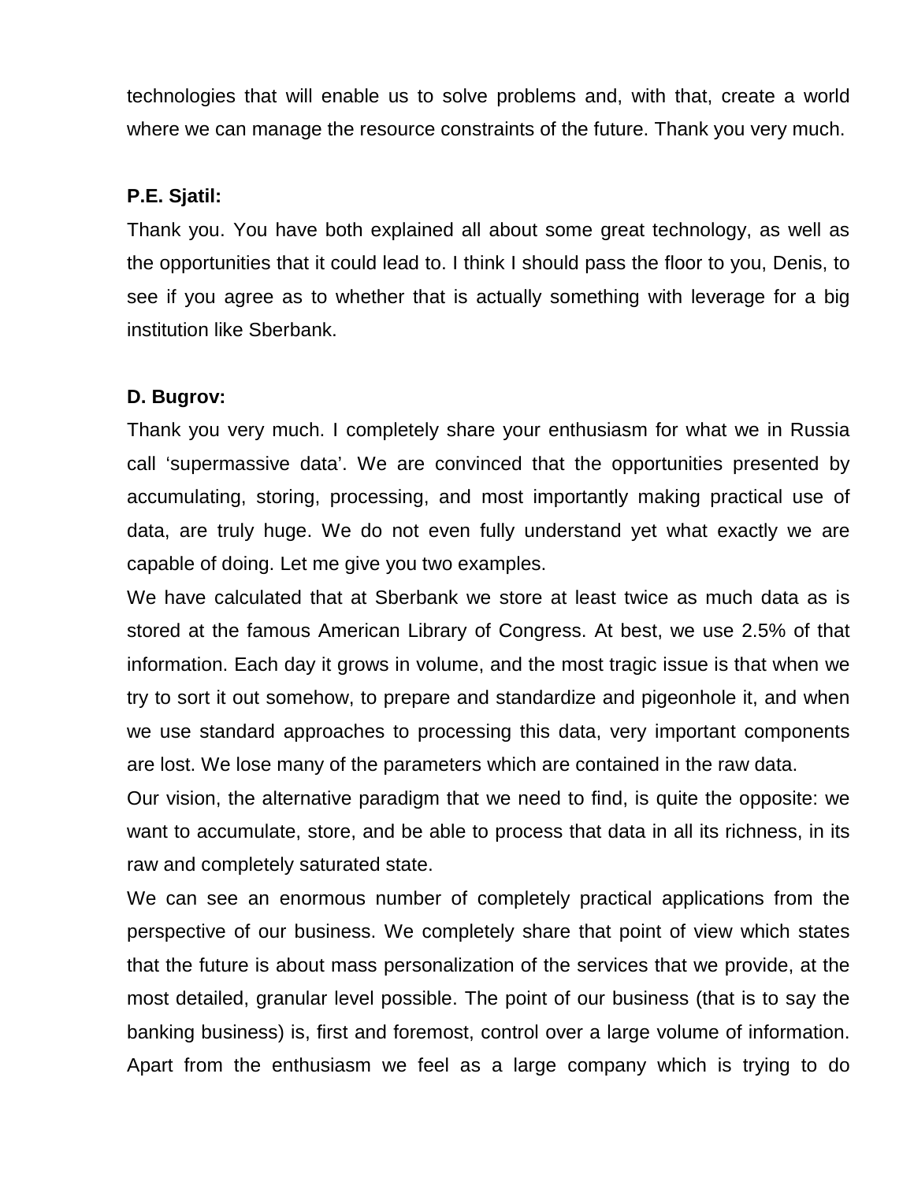technologies that will enable us to solve problems and, with that, create a world where we can manage the resource constraints of the future. Thank you very much.

**P.E. Sjatil:**

Thank you. You have both explained all about some great technology, as well as the opportunities that it could lead to. I think I should pass the floor to you, Denis, to see if you agree as to whether that is actually something with leverage for a big institution like Sberbank.

**D. Bugrov:**

Thank you very much. I completely share your enthusiasm for what we in Russia call 'supermassive data'. We are convinced that the opportunities presented by accumulating, storing, processing, and most importantly making practical use of data, are truly huge. We do not even fully understand yet what exactly we are capable of doing. Let me give you two examples.

We have calculated that at Sberbank we store at least twice as much data as is stored at the famous American Library of Congress. At best, we use 2.5% of that information. Each day it grows in volume, and the most tragic issue is that when we try to sort it out somehow, to prepare and standardize and pigeonhole it, and when we use standard approaches to processing this data, very important components are lost. We lose many of the parameters which are contained in the raw data.

Our vision, the alternative paradigm that we need to find, is quite the opposite: we want to accumulate, store, and be able to process that data in all its richness, in its raw and completely saturated state.

We can see an enormous number of completely practical applications from the perspective of our business. We completely share that point of view which states that the future is about mass personalization of the services that we provide, at the most detailed, granular level possible. The point of our business (that is to say the banking business) is, first and foremost, control over a large volume of information. Apart from the enthusiasm we feel as a large company which is trying to do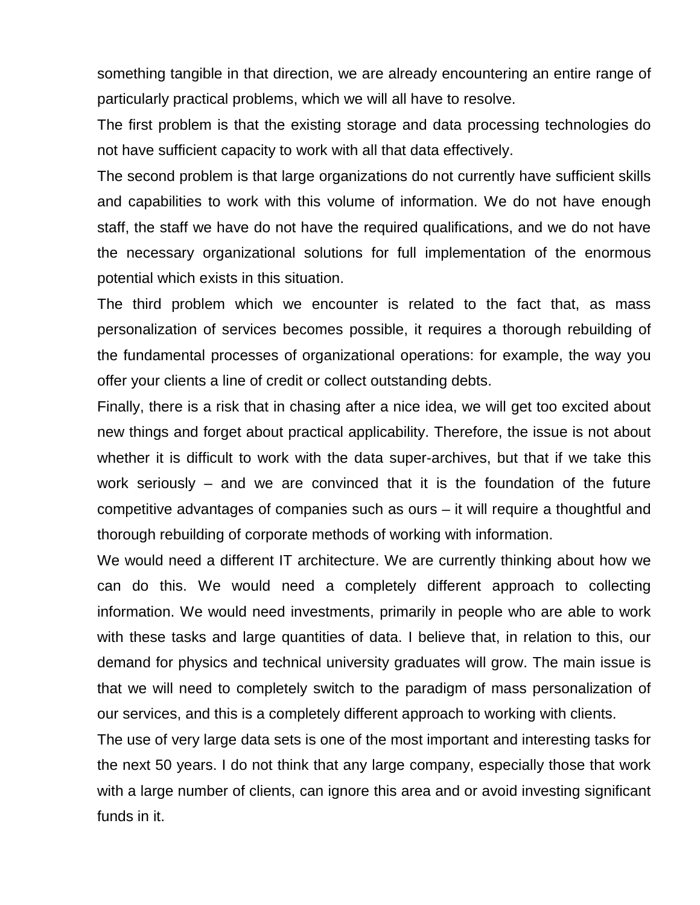something tangible in that direction, we are already encountering an entire range of particularly practical problems, which we will all have to resolve.

The first problem is that the existing storage and data processing technologies do not have sufficient capacity to work with all that data effectively.

The second problem is that large organizations do not currently have sufficient skills and capabilities to work with this volume of information. We do not have enough staff, the staff we have do not have the required qualifications, and we do not have the necessary organizational solutions for full implementation of the enormous potential which exists in this situation.

The third problem which we encounter is related to the fact that, as mass personalization of services becomes possible, it requires a thorough rebuilding of the fundamental processes of organizational operations: for example, the way you offer your clients a line of credit or collect outstanding debts.

Finally, there is a risk that in chasing after a nice idea, we will get too excited about new things and forget about practical applicability. Therefore, the issue is not about whether it is difficult to work with the data super-archives, but that if we take this work seriously – and we are convinced that it is the foundation of the future competitive advantages of companies such as ours – it will require a thoughtful and thorough rebuilding of corporate methods of working with information.

We would need a different IT architecture. We are currently thinking about how we can do this. We would need a completely different approach to collecting information. We would need investments, primarily in people who are able to work with these tasks and large quantities of data. I believe that, in relation to this, our demand for physics and technical university graduates will grow. The main issue is that we will need to completely switch to the paradigm of mass personalization of our services, and this is a completely different approach to working with clients.

The use of very large data sets is one of the most important and interesting tasks for the next 50 years. I do not think that any large company, especially those that work with a large number of clients, can ignore this area and or avoid investing significant funds in it.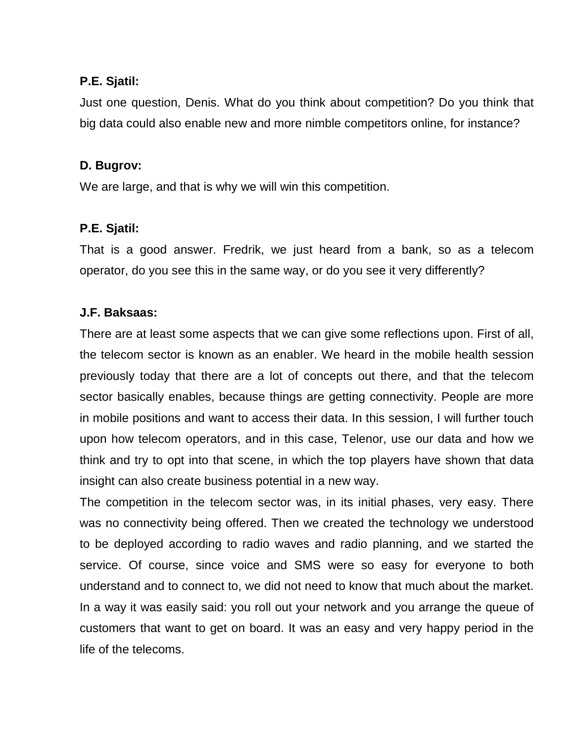**P.E. Sjatil:**

Just one question, Denis. What do you think about competition? Do you think that big data could also enable new and more nimble competitors online, for instance?

**D. Bugrov:**

We are large, and that is why we will win this competition.

**P.E. Sjatil:**

That is a good answer. Fredrik, we just heard from a bank, so as a telecom operator, do you see this in the same way, or do you see it very differently?

**J.F. Baksaas:**

There are at least some aspects that we can give some reflections upon. First of all, the telecom sector is known as an enabler. We heard in the mobile health session previously today that there are a lot of concepts out there, and that the telecom sector basically enables, because things are getting connectivity. People are more in mobile positions and want to access their data. In this session, I will further touch upon how telecom operators, and in this case, Telenor, use our data and how we think and try to opt into that scene, in which the top players have shown that data insight can also create business potential in a new way.

The competition in the telecom sector was, in its initial phases, very easy. There was no connectivity being offered. Then we created the technology we understood to be deployed according to radio waves and radio planning, and we started the service. Of course, since voice and SMS were so easy for everyone to both understand and to connect to, we did not need to know that much about the market. In a way it was easily said: you roll out your network and you arrange the queue of customers that want to get on board. It was an easy and very happy period in the life of the telecoms.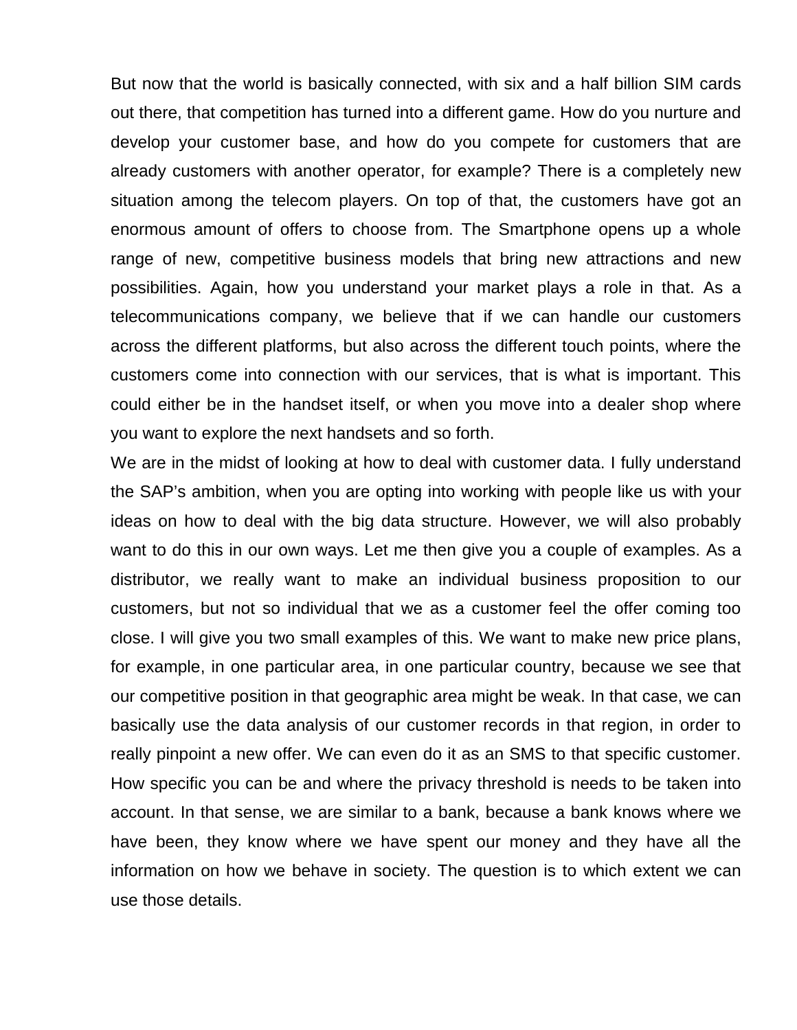But now that the world is basically connected, with six and a half billion SIM cards out there, that competition has turned into a different game. How do you nurture and develop your customer base, and how do you compete for customers that are already customers with another operator, for example? There is a completely new situation among the telecom players. On top of that, the customers have got an enormous amount of offers to choose from. The Smartphone opens up a whole range of new, competitive business models that bring new attractions and new possibilities. Again, how you understand your market plays a role in that. As a telecommunications company, we believe that if we can handle our customers across the different platforms, but also across the different touch points, where the customers come into connection with our services, that is what is important. This could either be in the handset itself, or when you move into a dealer shop where you want to explore the next handsets and so forth.

We are in the midst of looking at how to deal with customer data. I fully understand the SAP's ambition, when you are opting into working with people like us with your ideas on how to deal with the big data structure. However, we will also probably want to do this in our own ways. Let me then give you a couple of examples. As a distributor, we really want to make an individual business proposition to our customers, but not so individual that we as a customer feel the offer coming too close. I will give you two small examples of this. We want to make new price plans, for example, in one particular area, in one particular country, because we see that our competitive position in that geographic area might be weak. In that case, we can basically use the data analysis of our customer records in that region, in order to really pinpoint a new offer. We can even do it as an SMS to that specific customer. How specific you can be and where the privacy threshold is needs to be taken into account. In that sense, we are similar to a bank, because a bank knows where we have been, they know where we have spent our money and they have all the information on how we behave in society. The question is to which extent we can use those details.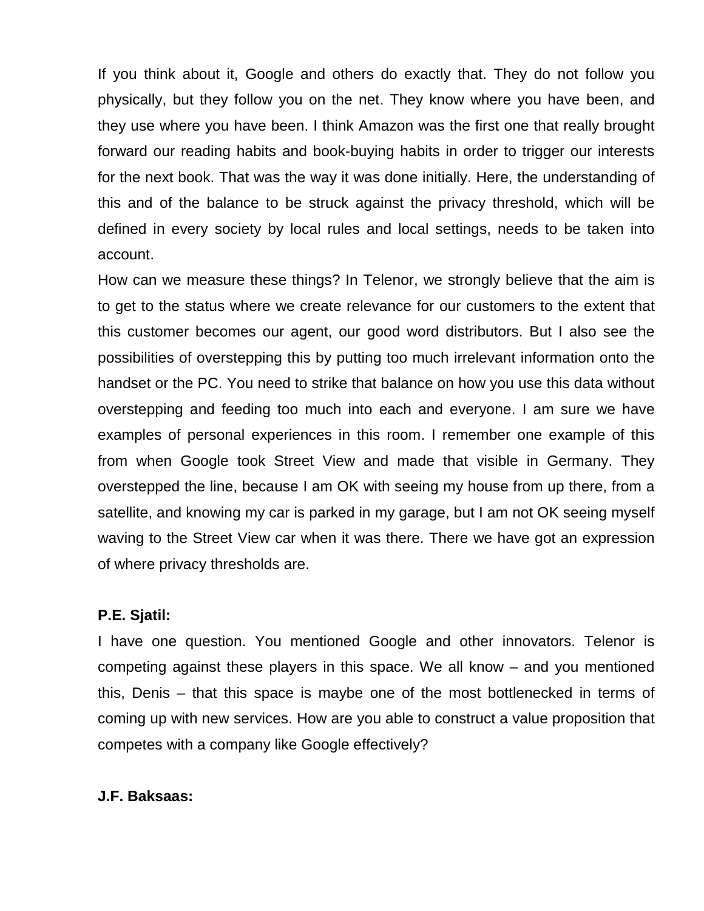If you think about it, Google and others do exactly that. They do not follow you physically, but they follow you on the net. They know where you have been, and they use where you have been. I think Amazon was the first one that really brought forward our reading habits and book-buying habits in order to trigger our interests for the next book. That was the way it was done initially. Here, the understanding of this and of the balance to be struck against the privacy threshold, which will be defined in every society by local rules and local settings, needs to be taken into account.

How can we measure these things? In Telenor, we strongly believe that the aim is to get to the status where we create relevance for our customers to the extent that this customer becomes our agent, our good word distributors. But I also see the possibilities of overstepping this by putting too much irrelevant information onto the handset or the PC. You need to strike that balance on how you use this data without overstepping and feeding too much into each and everyone. I am sure we have examples of personal experiences in this room. I remember one example of this from when Google took Street View and made that visible in Germany. They overstepped the line, because I am OK with seeing my house from up there, from a satellite, and knowing my car is parked in my garage, but I am not OK seeing myself waving to the Street View car when it was there. There we have got an expression of where privacy thresholds are.

**P.E. Sjatil:**

I have one question. You mentioned Google and other innovators. Telenor is competing against these players in this space. We all know – and you mentioned this, Denis – that this space is maybe one of the most bottlenecked in terms of coming up with new services. How are you able to construct a value proposition that competes with a company like Google effectively?

**J.F. Baksaas:**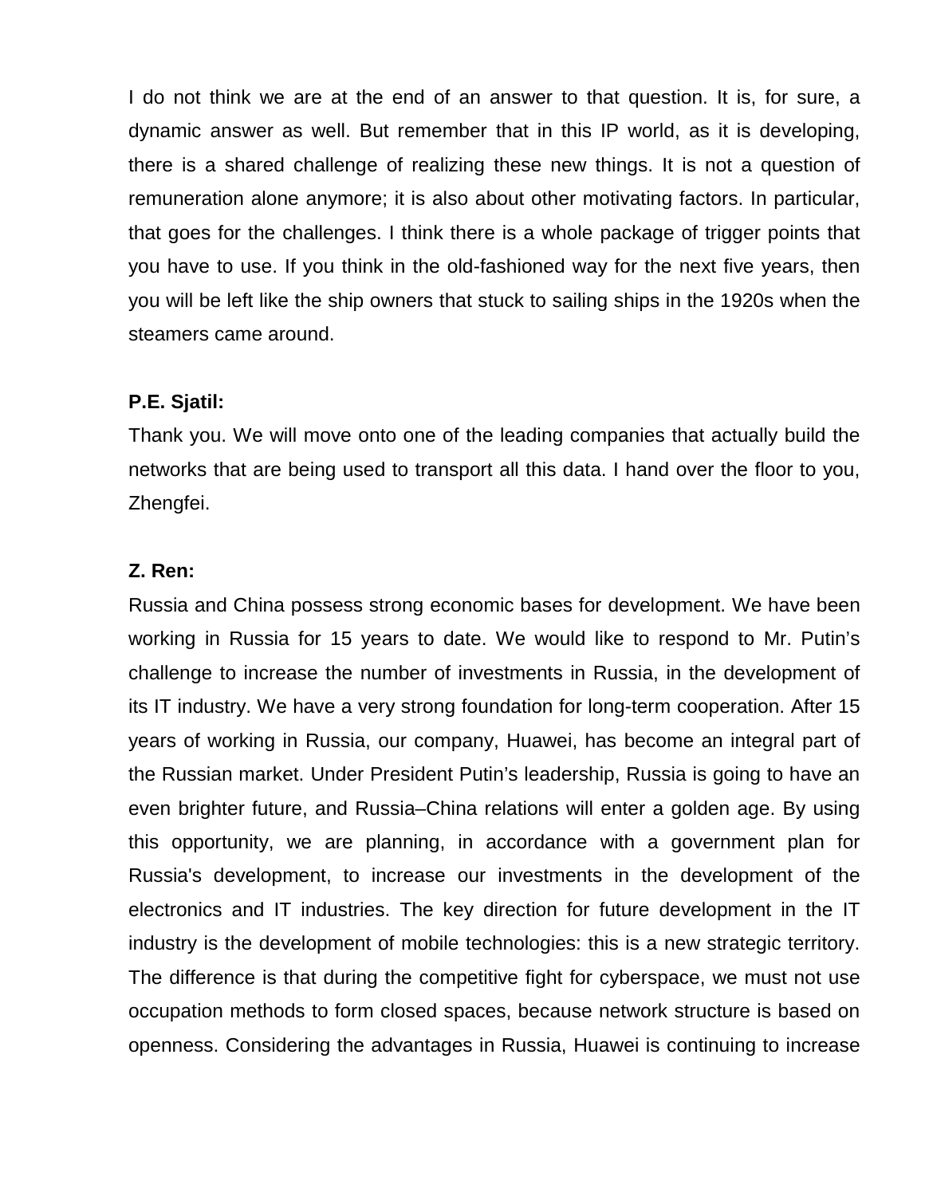I do not think we are at the end of an answer to that question. It is, for sure, a dynamic answer as well. But remember that in this IP world, as it is developing, there is a shared challenge of realizing these new things. It is not a question of remuneration alone anymore; it is also about other motivating factors. In particular, that goes for the challenges. I think there is a whole package of trigger points that you have to use. If you think in the old-fashioned way for the next five years, then you will be left like the ship owners that stuck to sailing ships in the 1920s when the steamers came around.

**P.E. Sjatil:**
Thank you. We will move onto one of the leading companies that actually build the networks that are being used to transport all this data. I hand over the floor to you, Zhengfei.

**Z. Ren:**
Russia and China possess strong economic bases for development. We have been working in Russia for 15 years to date. We would like to respond to Mr. Putin's challenge to increase the number of investments in Russia, in the development of its IT industry. We have a very strong foundation for long-term cooperation. After 15 years of working in Russia, our company, Huawei, has become an integral part of the Russian market. Under President Putin's leadership, Russia is going to have an even brighter future, and Russia–China relations will enter a golden age. By using this opportunity, we are planning, in accordance with a government plan for Russia's development, to increase our investments in the development of the electronics and IT industries. The key direction for future development in the IT industry is the development of mobile technologies: this is a new strategic territory. The difference is that during the competitive fight for cyberspace, we must not use occupation methods to form closed spaces, because network structure is based on openness. Considering the advantages in Russia, Huawei is continuing to increase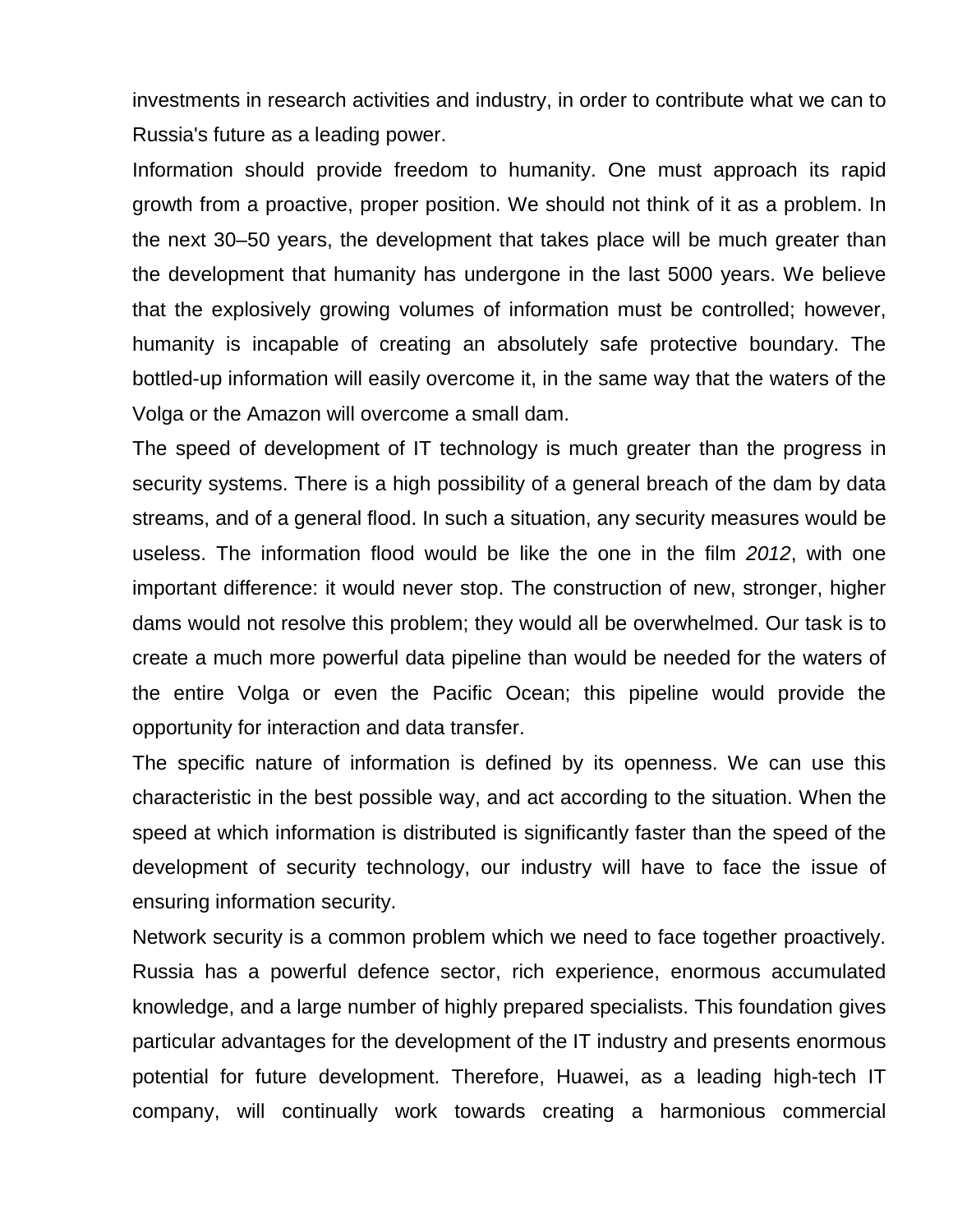investments in research activities and industry, in order to contribute what we can to Russia's future as a leading power.

Information should provide freedom to humanity. One must approach its rapid growth from a proactive, proper position. We should not think of it as a problem. In the next 30–50 years, the development that takes place will be much greater than the development that humanity has undergone in the last 5000 years. We believe that the explosively growing volumes of information must be controlled; however, humanity is incapable of creating an absolutely safe protective boundary. The bottled-up information will easily overcome it, in the same way that the waters of the Volga or the Amazon will overcome a small dam.

The speed of development of IT technology is much greater than the progress in security systems. There is a high possibility of a general breach of the dam by data streams, and of a general flood. In such a situation, any security measures would be useless. The information flood would be like the one in the film *2012*, with one important difference: it would never stop. The construction of new, stronger, higher dams would not resolve this problem; they would all be overwhelmed. Our task is to create a much more powerful data pipeline than would be needed for the waters of the entire Volga or even the Pacific Ocean; this pipeline would provide the opportunity for interaction and data transfer.

The specific nature of information is defined by its openness. We can use this characteristic in the best possible way, and act according to the situation. When the speed at which information is distributed is significantly faster than the speed of the development of security technology, our industry will have to face the issue of ensuring information security.

Network security is a common problem which we need to face together proactively. Russia has a powerful defence sector, rich experience, enormous accumulated knowledge, and a large number of highly prepared specialists. This foundation gives particular advantages for the development of the IT industry and presents enormous potential for future development. Therefore, Huawei, as a leading high-tech IT company, will continually work towards creating a harmonious commercial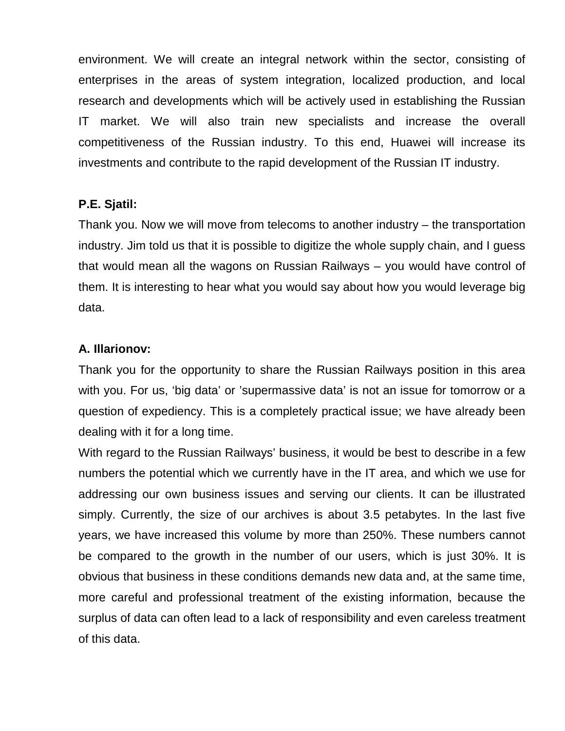environment. We will create an integral network within the sector, consisting of enterprises in the areas of system integration, localized production, and local research and developments which will be actively used in establishing the Russian IT market. We will also train new specialists and increase the overall competitiveness of the Russian industry. To this end, Huawei will increase its investments and contribute to the rapid development of the Russian IT industry.

**P.E. Sjatil:**

Thank you. Now we will move from telecoms to another industry – the transportation industry. Jim told us that it is possible to digitize the whole supply chain, and I guess that would mean all the wagons on Russian Railways – you would have control of them. It is interesting to hear what you would say about how you would leverage big data.

**A. Illarionov:**

Thank you for the opportunity to share the Russian Railways position in this area with you. For us, 'big data' or 'supermassive data' is not an issue for tomorrow or a question of expediency. This is a completely practical issue; we have already been dealing with it for a long time.

With regard to the Russian Railways' business, it would be best to describe in a few numbers the potential which we currently have in the IT area, and which we use for addressing our own business issues and serving our clients. It can be illustrated simply. Currently, the size of our archives is about 3.5 petabytes. In the last five years, we have increased this volume by more than 250%. These numbers cannot be compared to the growth in the number of our users, which is just 30%. It is obvious that business in these conditions demands new data and, at the same time, more careful and professional treatment of the existing information, because the surplus of data can often lead to a lack of responsibility and even careless treatment of this data.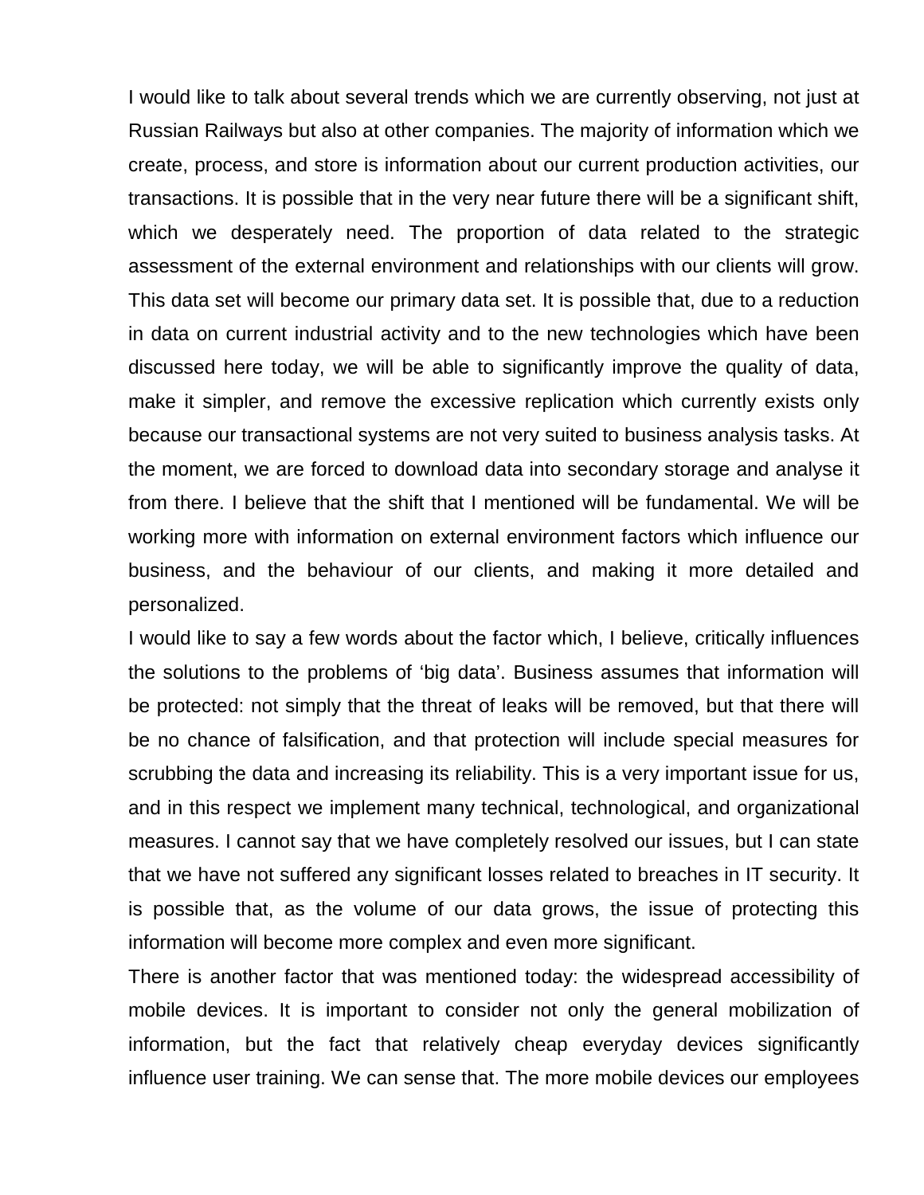I would like to talk about several trends which we are currently observing, not just at Russian Railways but also at other companies. The majority of information which we create, process, and store is information about our current production activities, our transactions. It is possible that in the very near future there will be a significant shift, which we desperately need. The proportion of data related to the strategic assessment of the external environment and relationships with our clients will grow. This data set will become our primary data set. It is possible that, due to a reduction in data on current industrial activity and to the new technologies which have been discussed here today, we will be able to significantly improve the quality of data, make it simpler, and remove the excessive replication which currently exists only because our transactional systems are not very suited to business analysis tasks. At the moment, we are forced to download data into secondary storage and analyse it from there. I believe that the shift that I mentioned will be fundamental. We will be working more with information on external environment factors which influence our business, and the behaviour of our clients, and making it more detailed and personalized.

I would like to say a few words about the factor which, I believe, critically influences the solutions to the problems of 'big data'. Business assumes that information will be protected: not simply that the threat of leaks will be removed, but that there will be no chance of falsification, and that protection will include special measures for scrubbing the data and increasing its reliability. This is a very important issue for us, and in this respect we implement many technical, technological, and organizational measures. I cannot say that we have completely resolved our issues, but I can state that we have not suffered any significant losses related to breaches in IT security. It is possible that, as the volume of our data grows, the issue of protecting this information will become more complex and even more significant.

There is another factor that was mentioned today: the widespread accessibility of mobile devices. It is important to consider not only the general mobilization of information, but the fact that relatively cheap everyday devices significantly influence user training. We can sense that. The more mobile devices our employees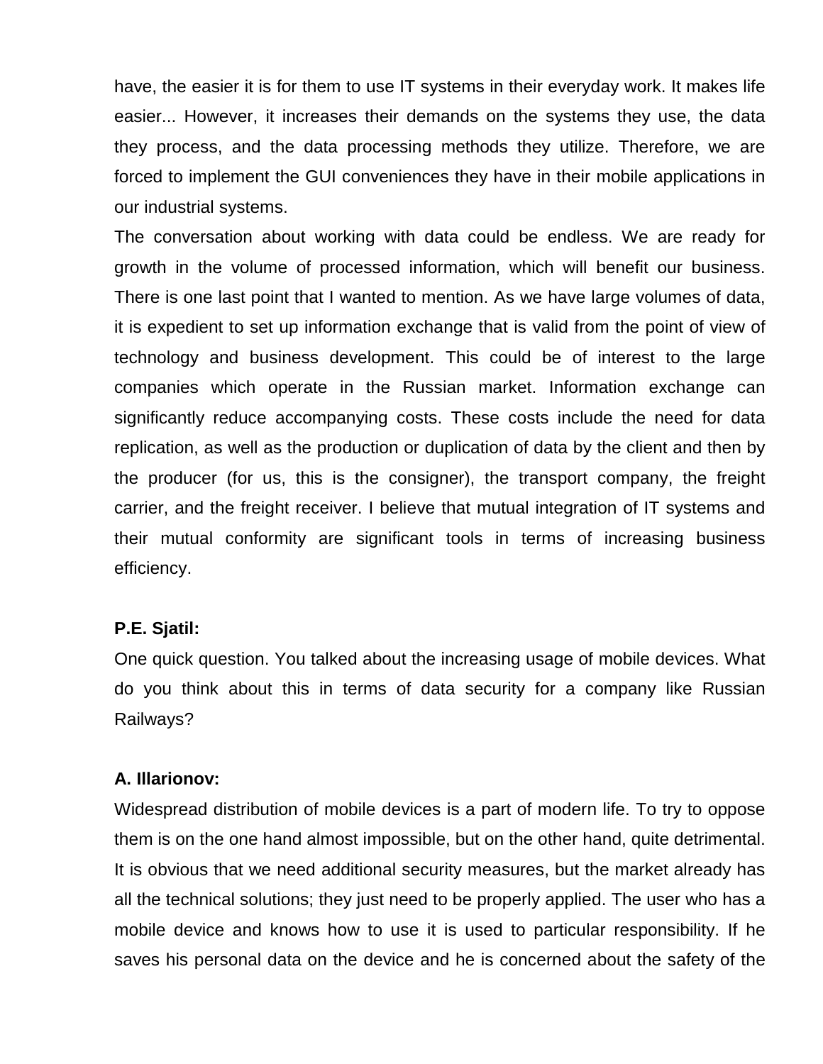have, the easier it is for them to use IT systems in their everyday work. It makes life easier... However, it increases their demands on the systems they use, the data they process, and the data processing methods they utilize. Therefore, we are forced to implement the GUI conveniences they have in their mobile applications in our industrial systems.

The conversation about working with data could be endless. We are ready for growth in the volume of processed information, which will benefit our business. There is one last point that I wanted to mention. As we have large volumes of data, it is expedient to set up information exchange that is valid from the point of view of technology and business development. This could be of interest to the large companies which operate in the Russian market. Information exchange can significantly reduce accompanying costs. These costs include the need for data replication, as well as the production or duplication of data by the client and then by the producer (for us, this is the consigner), the transport company, the freight carrier, and the freight receiver. I believe that mutual integration of IT systems and their mutual conformity are significant tools in terms of increasing business efficiency.

**P.E. Sjatil:**

One quick question. You talked about the increasing usage of mobile devices. What do you think about this in terms of data security for a company like Russian Railways?

**A. Illarionov:**

Widespread distribution of mobile devices is a part of modern life. To try to oppose them is on the one hand almost impossible, but on the other hand, quite detrimental. It is obvious that we need additional security measures, but the market already has all the technical solutions; they just need to be properly applied. The user who has a mobile device and knows how to use it is used to particular responsibility. If he saves his personal data on the device and he is concerned about the safety of the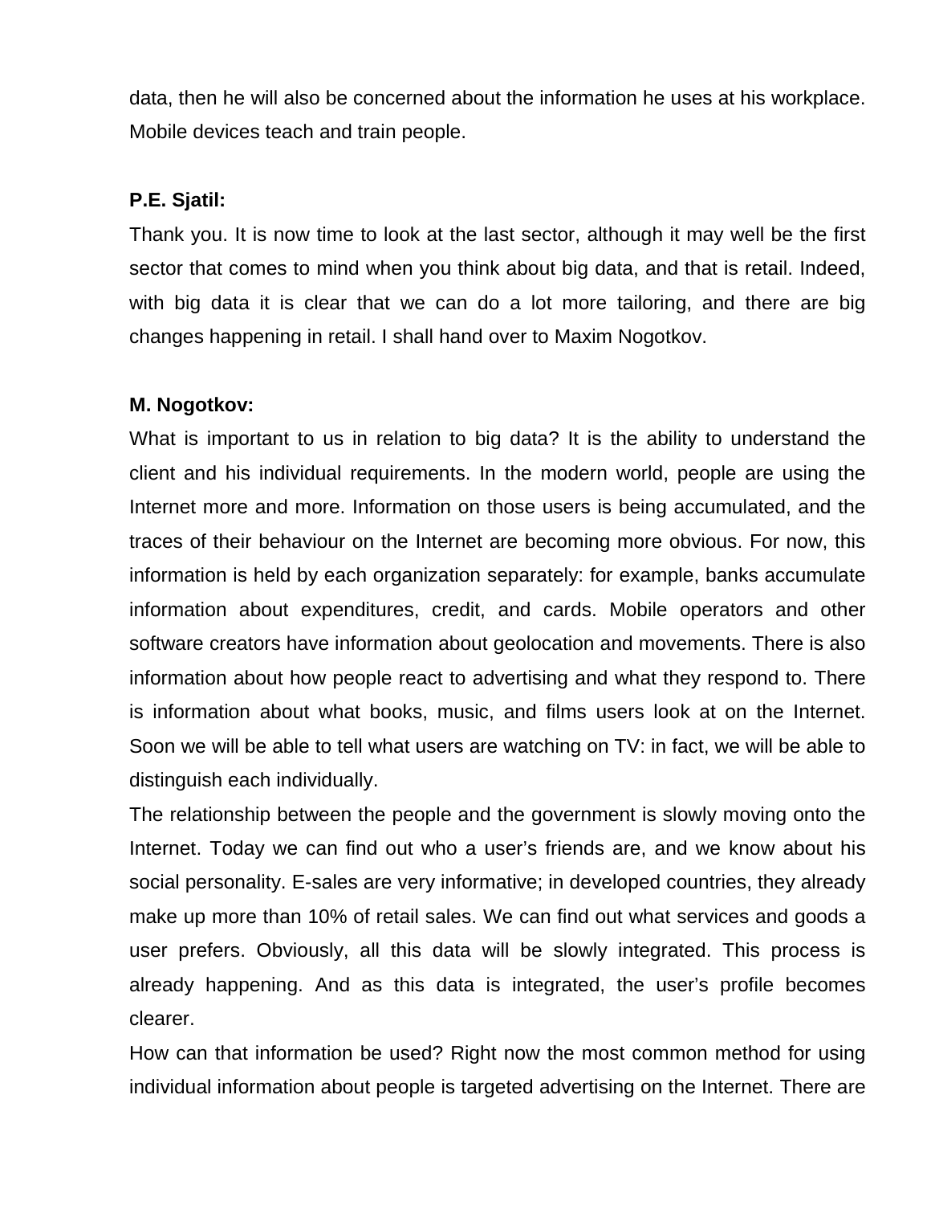data, then he will also be concerned about the information he uses at his workplace. Mobile devices teach and train people.

**P.E. Sjatil:**

Thank you. It is now time to look at the last sector, although it may well be the first sector that comes to mind when you think about big data, and that is retail. Indeed, with big data it is clear that we can do a lot more tailoring, and there are big changes happening in retail. I shall hand over to Maxim Nogotkov.

**M. Nogotkov:**

What is important to us in relation to big data? It is the ability to understand the client and his individual requirements. In the modern world, people are using the Internet more and more. Information on those users is being accumulated, and the traces of their behaviour on the Internet are becoming more obvious. For now, this information is held by each organization separately: for example, banks accumulate information about expenditures, credit, and cards. Mobile operators and other software creators have information about geolocation and movements. There is also information about how people react to advertising and what they respond to. There is information about what books, music, and films users look at on the Internet. Soon we will be able to tell what users are watching on TV: in fact, we will be able to distinguish each individually.

The relationship between the people and the government is slowly moving onto the Internet. Today we can find out who a user's friends are, and we know about his social personality. E-sales are very informative; in developed countries, they already make up more than 10% of retail sales. We can find out what services and goods a user prefers. Obviously, all this data will be slowly integrated. This process is already happening. And as this data is integrated, the user's profile becomes clearer.

How can that information be used? Right now the most common method for using individual information about people is targeted advertising on the Internet. There are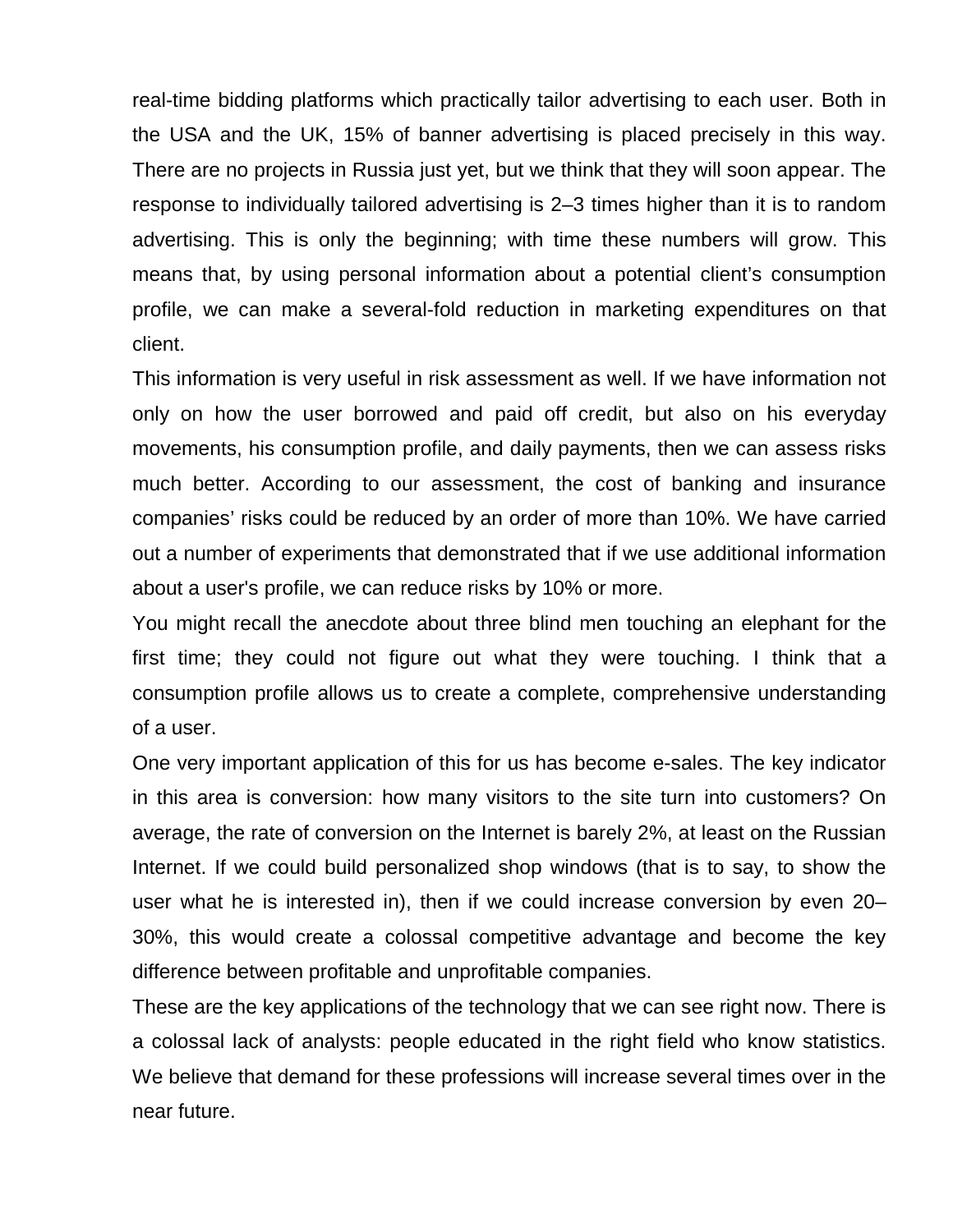real-time bidding platforms which practically tailor advertising to each user. Both in the USA and the UK, 15% of banner advertising is placed precisely in this way. There are no projects in Russia just yet, but we think that they will soon appear. The response to individually tailored advertising is 2–3 times higher than it is to random advertising. This is only the beginning; with time these numbers will grow. This means that, by using personal information about a potential client's consumption profile, we can make a several-fold reduction in marketing expenditures on that client.

This information is very useful in risk assessment as well. If we have information not only on how the user borrowed and paid off credit, but also on his everyday movements, his consumption profile, and daily payments, then we can assess risks much better. According to our assessment, the cost of banking and insurance companies' risks could be reduced by an order of more than 10%. We have carried out a number of experiments that demonstrated that if we use additional information about a user's profile, we can reduce risks by 10% or more.

You might recall the anecdote about three blind men touching an elephant for the first time; they could not figure out what they were touching. I think that a consumption profile allows us to create a complete, comprehensive understanding of a user.

One very important application of this for us has become e-sales. The key indicator in this area is conversion: how many visitors to the site turn into customers? On average, the rate of conversion on the Internet is barely 2%, at least on the Russian Internet. If we could build personalized shop windows (that is to say, to show the user what he is interested in), then if we could increase conversion by even 20–30%, this would create a colossal competitive advantage and become the key difference between profitable and unprofitable companies.

These are the key applications of the technology that we can see right now. There is a colossal lack of analysts: people educated in the right field who know statistics. We believe that demand for these professions will increase several times over in the near future.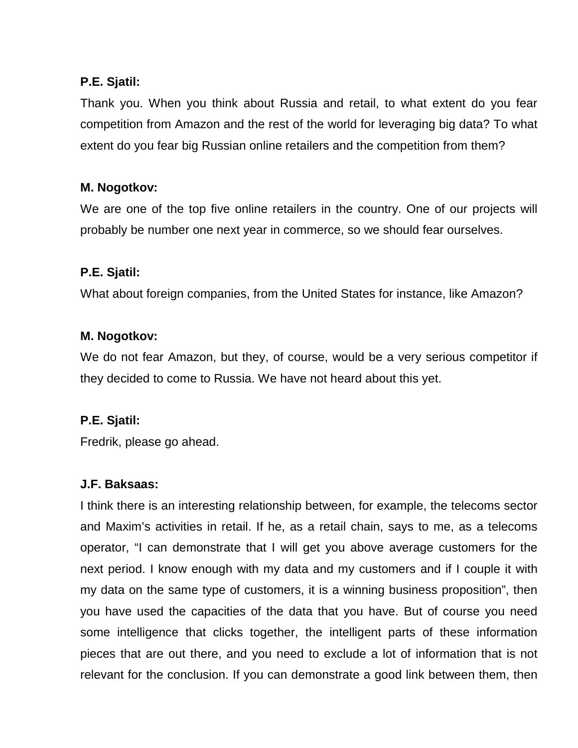**P.E. Sjatil:**

Thank you. When you think about Russia and retail, to what extent do you fear competition from Amazon and the rest of the world for leveraging big data? To what extent do you fear big Russian online retailers and the competition from them?

**M. Nogotkov:**

We are one of the top five online retailers in the country. One of our projects will probably be number one next year in commerce, so we should fear ourselves.

**P.E. Sjatil:**

What about foreign companies, from the United States for instance, like Amazon?

**M. Nogotkov:**

We do not fear Amazon, but they, of course, would be a very serious competitor if they decided to come to Russia. We have not heard about this yet.

**P.E. Sjatil:**

Fredrik, please go ahead.

**J.F. Baksaas:**

I think there is an interesting relationship between, for example, the telecoms sector and Maxim's activities in retail. If he, as a retail chain, says to me, as a telecoms operator, "I can demonstrate that I will get you above average customers for the next period. I know enough with my data and my customers and if I couple it with my data on the same type of customers, it is a winning business proposition", then you have used the capacities of the data that you have. But of course you need some intelligence that clicks together, the intelligent parts of these information pieces that are out there, and you need to exclude a lot of information that is not relevant for the conclusion. If you can demonstrate a good link between them, then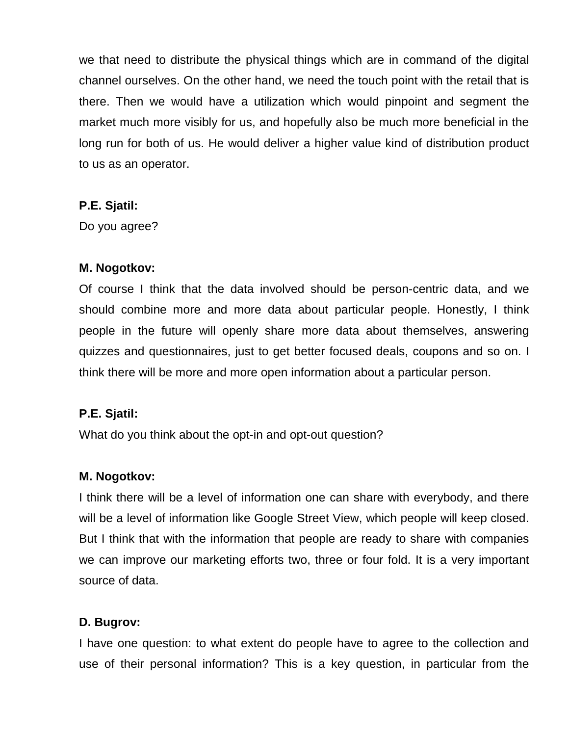we that need to distribute the physical things which are in command of the digital channel ourselves. On the other hand, we need the touch point with the retail that is there. Then we would have a utilization which would pinpoint and segment the market much more visibly for us, and hopefully also be much more beneficial in the long run for both of us. He would deliver a higher value kind of distribution product to us as an operator.

**P.E. Sjatil:**
Do you agree?

**M. Nogotkov:**
Of course I think that the data involved should be person-centric data, and we should combine more and more data about particular people. Honestly, I think people in the future will openly share more data about themselves, answering quizzes and questionnaires, just to get better focused deals, coupons and so on. I think there will be more and more open information about a particular person.

**P.E. Sjatil:**
What do you think about the opt-in and opt-out question?

**M. Nogotkov:**
I think there will be a level of information one can share with everybody, and there will be a level of information like Google Street View, which people will keep closed. But I think that with the information that people are ready to share with companies we can improve our marketing efforts two, three or four fold. It is a very important source of data.

**D. Bugrov:**
I have one question: to what extent do people have to agree to the collection and use of their personal information? This is a key question, in particular from the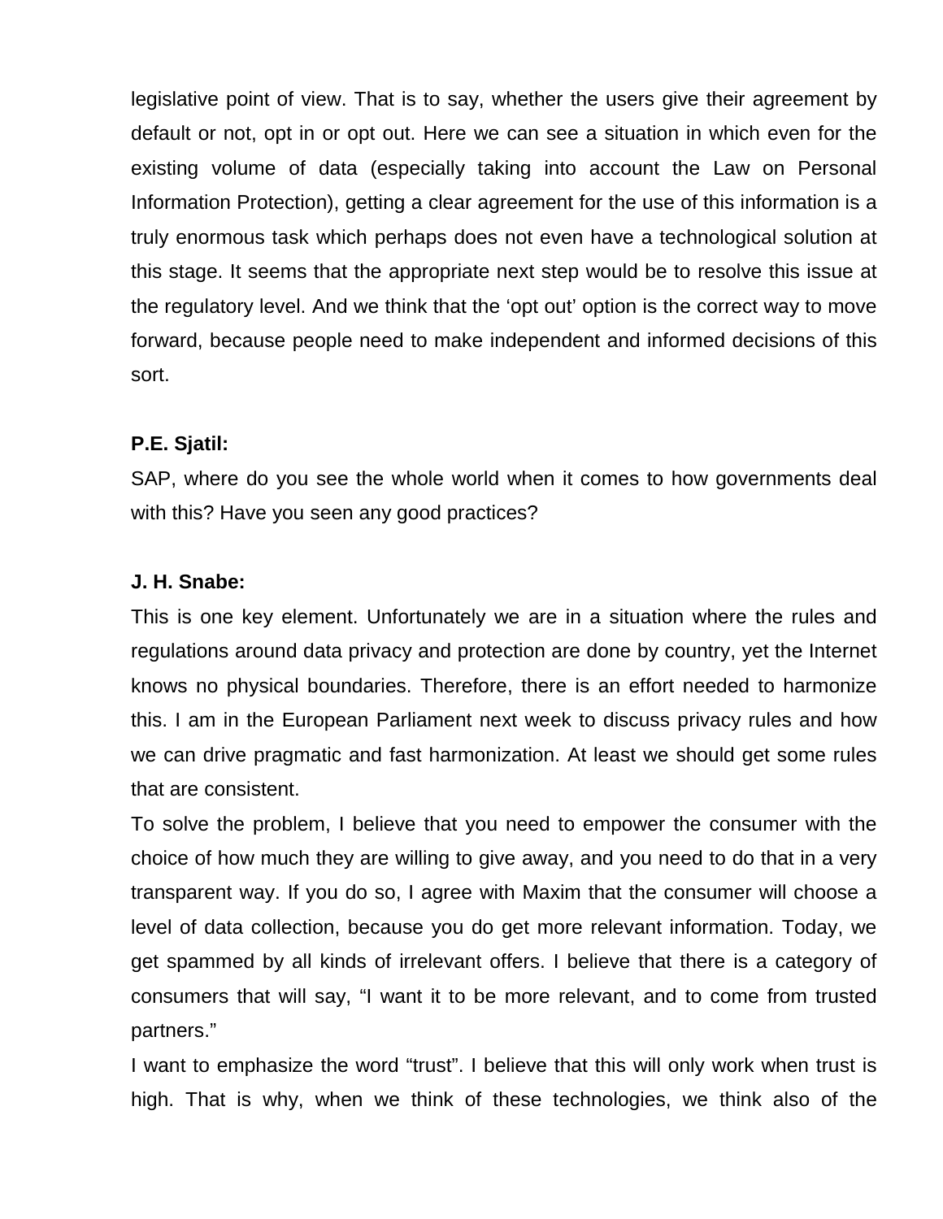legislative point of view. That is to say, whether the users give their agreement by default or not, opt in or opt out. Here we can see a situation in which even for the existing volume of data (especially taking into account the Law on Personal Information Protection), getting a clear agreement for the use of this information is a truly enormous task which perhaps does not even have a technological solution at this stage. It seems that the appropriate next step would be to resolve this issue at the regulatory level. And we think that the ‘opt out’ option is the correct way to move forward, because people need to make independent and informed decisions of this sort.

**P.E. Sjatil:**

SAP, where do you see the whole world when it comes to how governments deal with this? Have you seen any good practices?

**J. H. Snabe:**

This is one key element. Unfortunately we are in a situation where the rules and regulations around data privacy and protection are done by country, yet the Internet knows no physical boundaries. Therefore, there is an effort needed to harmonize this. I am in the European Parliament next week to discuss privacy rules and how we can drive pragmatic and fast harmonization. At least we should get some rules that are consistent.

To solve the problem, I believe that you need to empower the consumer with the choice of how much they are willing to give away, and you need to do that in a very transparent way. If you do so, I agree with Maxim that the consumer will choose a level of data collection, because you do get more relevant information. Today, we get spammed by all kinds of irrelevant offers. I believe that there is a category of consumers that will say, “I want it to be more relevant, and to come from trusted partners.”

I want to emphasize the word “trust”. I believe that this will only work when trust is high. That is why, when we think of these technologies, we think also of the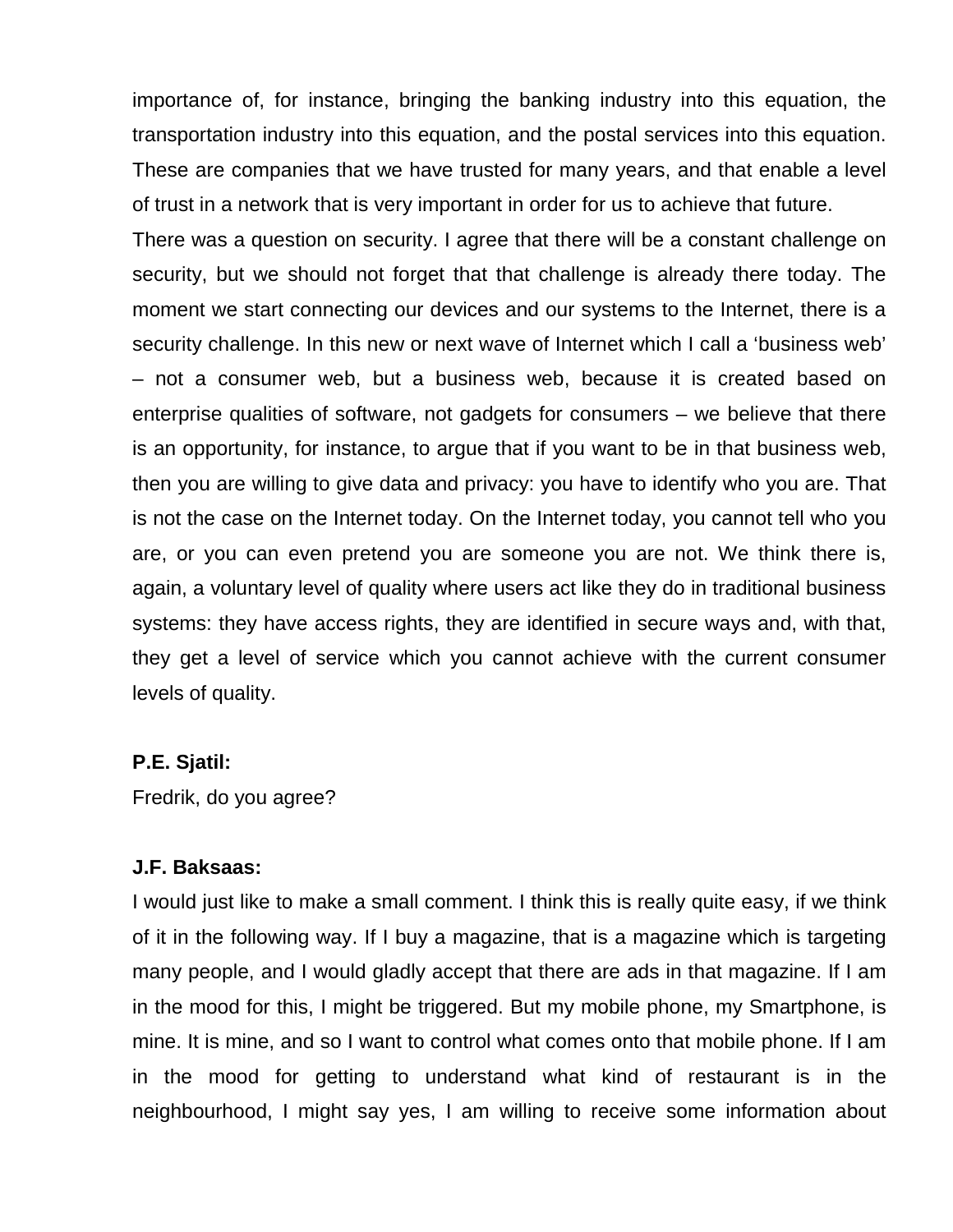importance of, for instance, bringing the banking industry into this equation, the transportation industry into this equation, and the postal services into this equation. These are companies that we have trusted for many years, and that enable a level of trust in a network that is very important in order for us to achieve that future.

There was a question on security. I agree that there will be a constant challenge on security, but we should not forget that that challenge is already there today. The moment we start connecting our devices and our systems to the Internet, there is a security challenge. In this new or next wave of Internet which I call a 'business web' – not a consumer web, but a business web, because it is created based on enterprise qualities of software, not gadgets for consumers – we believe that there is an opportunity, for instance, to argue that if you want to be in that business web, then you are willing to give data and privacy: you have to identify who you are. That is not the case on the Internet today. On the Internet today, you cannot tell who you are, or you can even pretend you are someone you are not. We think there is, again, a voluntary level of quality where users act like they do in traditional business systems: they have access rights, they are identified in secure ways and, with that, they get a level of service which you cannot achieve with the current consumer levels of quality.

**P.E. Sjatil:**

Fredrik, do you agree?

**J.F. Baksaas:**

I would just like to make a small comment. I think this is really quite easy, if we think of it in the following way. If I buy a magazine, that is a magazine which is targeting many people, and I would gladly accept that there are ads in that magazine. If I am in the mood for this, I might be triggered. But my mobile phone, my Smartphone, is mine. It is mine, and so I want to control what comes onto that mobile phone. If I am in the mood for getting to understand what kind of restaurant is in the neighbourhood, I might say yes, I am willing to receive some information about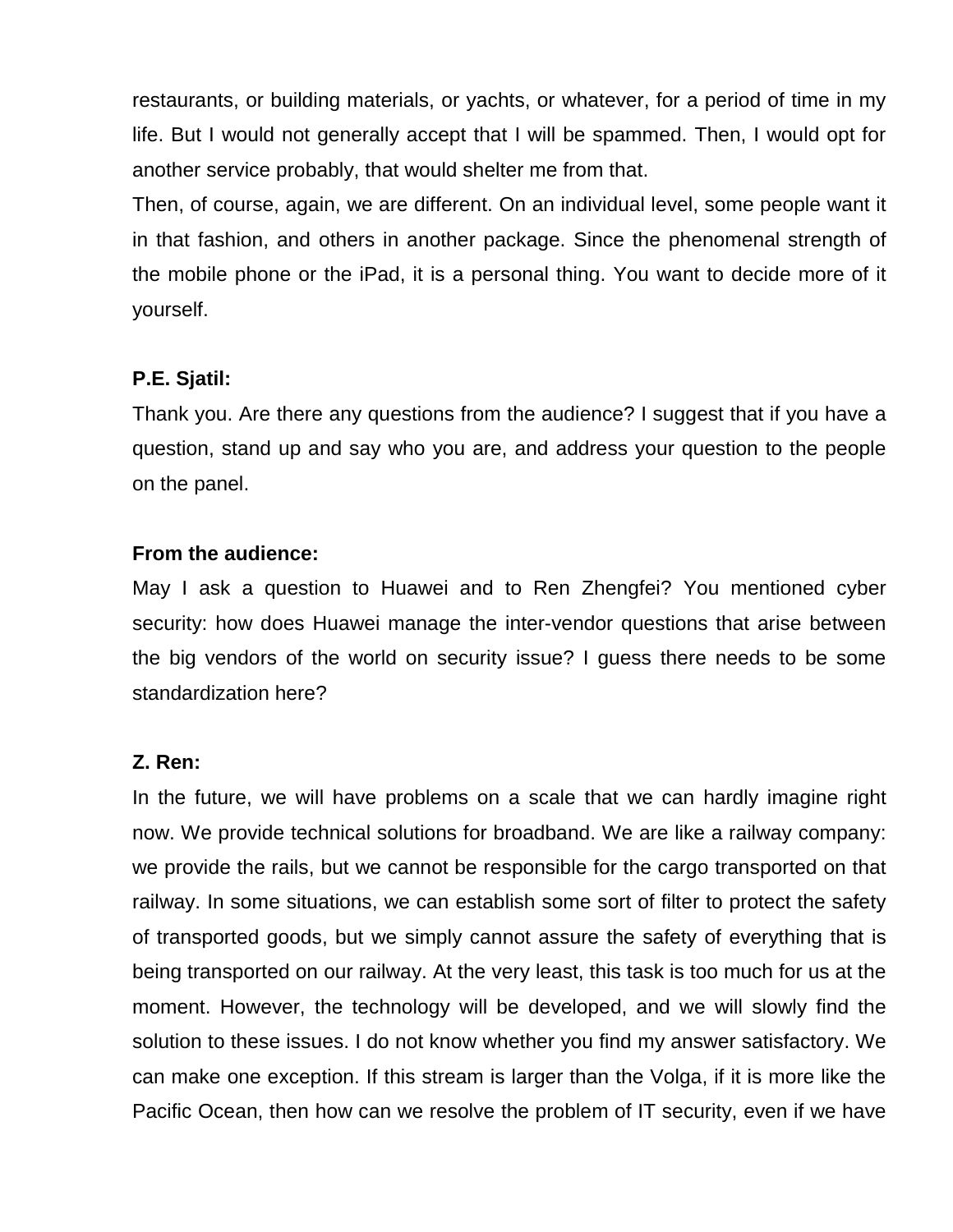restaurants, or building materials, or yachts, or whatever, for a period of time in my life. But I would not generally accept that I will be spammed. Then, I would opt for another service probably, that would shelter me from that.
Then, of course, again, we are different. On an individual level, some people want it in that fashion, and others in another package. Since the phenomenal strength of the mobile phone or the iPad, it is a personal thing. You want to decide more of it yourself.

**P.E. Sjatil:**
Thank you. Are there any questions from the audience? I suggest that if you have a question, stand up and say who you are, and address your question to the people on the panel.

**From the audience:**
May I ask a question to Huawei and to Ren Zhengfei? You mentioned cyber security: how does Huawei manage the inter-vendor questions that arise between the big vendors of the world on security issue? I guess there needs to be some standardization here?

**Z. Ren:**
In the future, we will have problems on a scale that we can hardly imagine right now. We provide technical solutions for broadband. We are like a railway company: we provide the rails, but we cannot be responsible for the cargo transported on that railway. In some situations, we can establish some sort of filter to protect the safety of transported goods, but we simply cannot assure the safety of everything that is being transported on our railway. At the very least, this task is too much for us at the moment. However, the technology will be developed, and we will slowly find the solution to these issues. I do not know whether you find my answer satisfactory. We can make one exception. If this stream is larger than the Volga, if it is more like the Pacific Ocean, then how can we resolve the problem of IT security, even if we have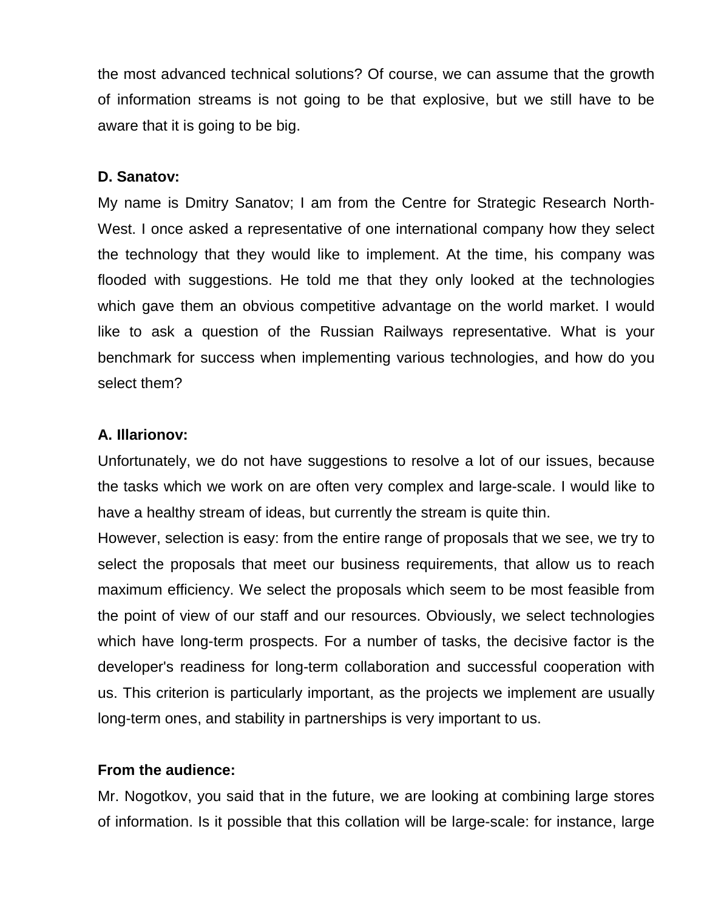the most advanced technical solutions? Of course, we can assume that the growth of information streams is not going to be that explosive, but we still have to be aware that it is going to be big.

**D. Sanatov:**

My name is Dmitry Sanatov; I am from the Centre for Strategic Research North-West. I once asked a representative of one international company how they select the technology that they would like to implement. At the time, his company was flooded with suggestions. He told me that they only looked at the technologies which gave them an obvious competitive advantage on the world market. I would like to ask a question of the Russian Railways representative. What is your benchmark for success when implementing various technologies, and how do you select them?

**A. Illarionov:**

Unfortunately, we do not have suggestions to resolve a lot of our issues, because the tasks which we work on are often very complex and large-scale. I would like to have a healthy stream of ideas, but currently the stream is quite thin.

However, selection is easy: from the entire range of proposals that we see, we try to select the proposals that meet our business requirements, that allow us to reach maximum efficiency. We select the proposals which seem to be most feasible from the point of view of our staff and our resources. Obviously, we select technologies which have long-term prospects. For a number of tasks, the decisive factor is the developer's readiness for long-term collaboration and successful cooperation with us. This criterion is particularly important, as the projects we implement are usually long-term ones, and stability in partnerships is very important to us.

**From the audience:**

Mr. Nogotkov, you said that in the future, we are looking at combining large stores of information. Is it possible that this collation will be large-scale: for instance, large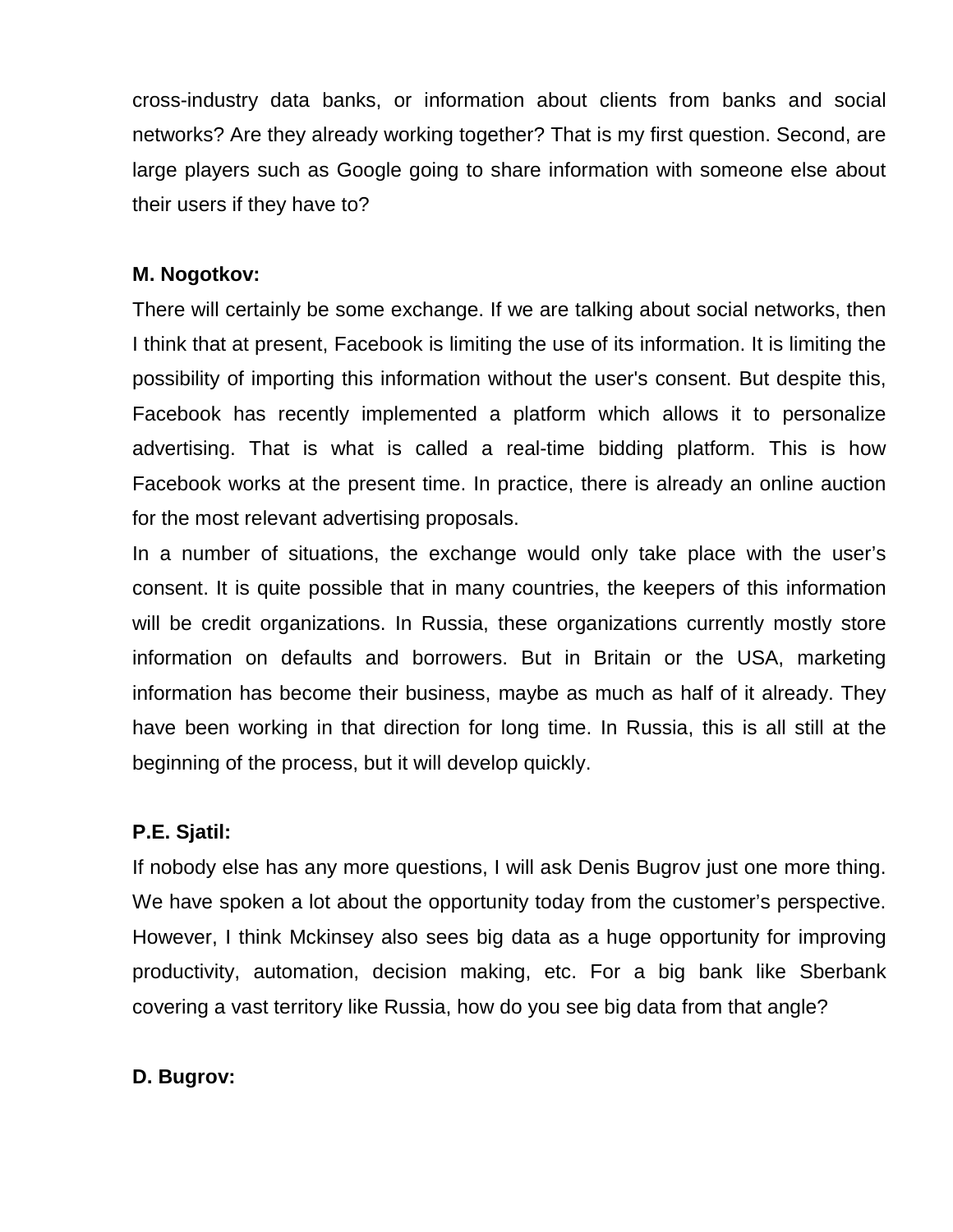cross-industry data banks, or information about clients from banks and social networks? Are they already working together? That is my first question. Second, are large players such as Google going to share information with someone else about their users if they have to?

**M. Nogotkov:**

There will certainly be some exchange. If we are talking about social networks, then I think that at present, Facebook is limiting the use of its information. It is limiting the possibility of importing this information without the user's consent. But despite this, Facebook has recently implemented a platform which allows it to personalize advertising. That is what is called a real-time bidding platform. This is how Facebook works at the present time. In practice, there is already an online auction for the most relevant advertising proposals.

In a number of situations, the exchange would only take place with the user's consent. It is quite possible that in many countries, the keepers of this information will be credit organizations. In Russia, these organizations currently mostly store information on defaults and borrowers. But in Britain or the USA, marketing information has become their business, maybe as much as half of it already. They have been working in that direction for long time. In Russia, this is all still at the beginning of the process, but it will develop quickly.

**P.E. Sjatil:**

If nobody else has any more questions, I will ask Denis Bugrov just one more thing. We have spoken a lot about the opportunity today from the customer's perspective. However, I think Mckinsey also sees big data as a huge opportunity for improving productivity, automation, decision making, etc. For a big bank like Sberbank covering a vast territory like Russia, how do you see big data from that angle?

**D. Bugrov:**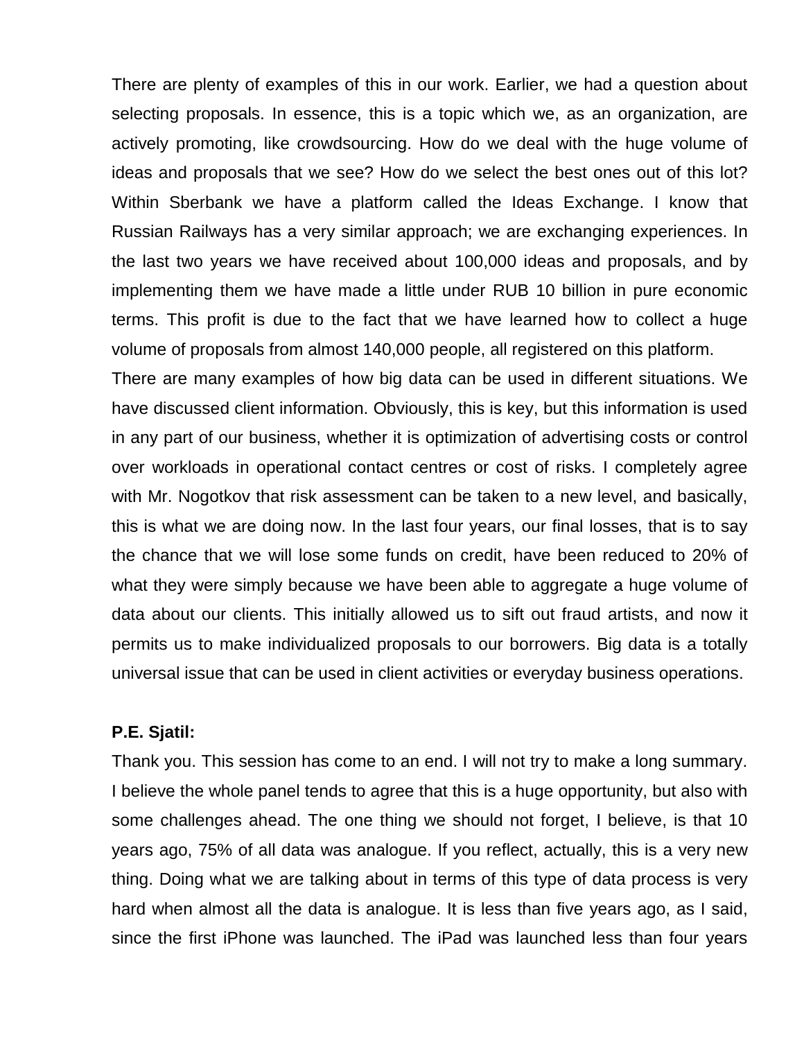There are plenty of examples of this in our work. Earlier, we had a question about selecting proposals. In essence, this is a topic which we, as an organization, are actively promoting, like crowdsourcing. How do we deal with the huge volume of ideas and proposals that we see? How do we select the best ones out of this lot? Within Sberbank we have a platform called the Ideas Exchange. I know that Russian Railways has a very similar approach; we are exchanging experiences. In the last two years we have received about 100,000 ideas and proposals, and by implementing them we have made a little under RUB 10 billion in pure economic terms. This profit is due to the fact that we have learned how to collect a huge volume of proposals from almost 140,000 people, all registered on this platform.

There are many examples of how big data can be used in different situations. We have discussed client information. Obviously, this is key, but this information is used in any part of our business, whether it is optimization of advertising costs or control over workloads in operational contact centres or cost of risks. I completely agree with Mr. Nogotkov that risk assessment can be taken to a new level, and basically, this is what we are doing now. In the last four years, our final losses, that is to say the chance that we will lose some funds on credit, have been reduced to 20% of what they were simply because we have been able to aggregate a huge volume of data about our clients. This initially allowed us to sift out fraud artists, and now it permits us to make individualized proposals to our borrowers. Big data is a totally universal issue that can be used in client activities or everyday business operations.

**P.E. Sjatil:**

Thank you. This session has come to an end. I will not try to make a long summary. I believe the whole panel tends to agree that this is a huge opportunity, but also with some challenges ahead. The one thing we should not forget, I believe, is that 10 years ago, 75% of all data was analogue. If you reflect, actually, this is a very new thing. Doing what we are talking about in terms of this type of data process is very hard when almost all the data is analogue. It is less than five years ago, as I said, since the first iPhone was launched. The iPad was launched less than four years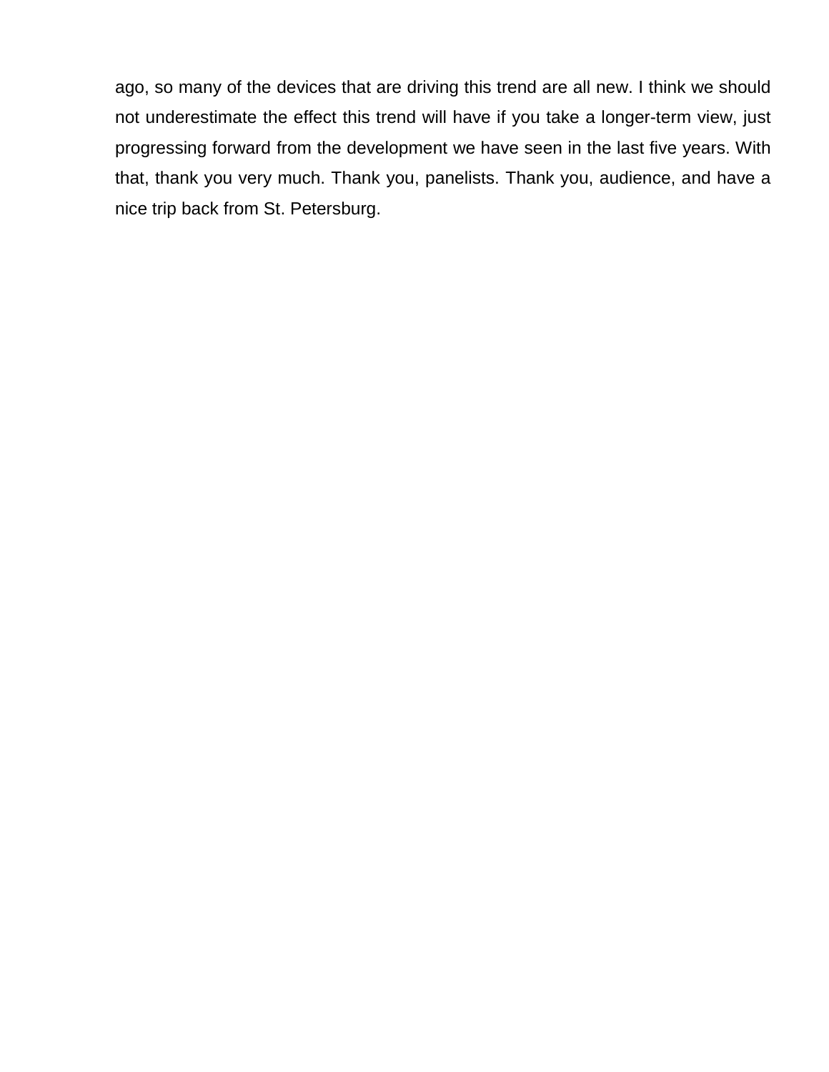ago, so many of the devices that are driving this trend are all new. I think we should not underestimate the effect this trend will have if you take a longer-term view, just progressing forward from the development we have seen in the last five years. With that, thank you very much. Thank you, panelists. Thank you, audience, and have a nice trip back from St. Petersburg.